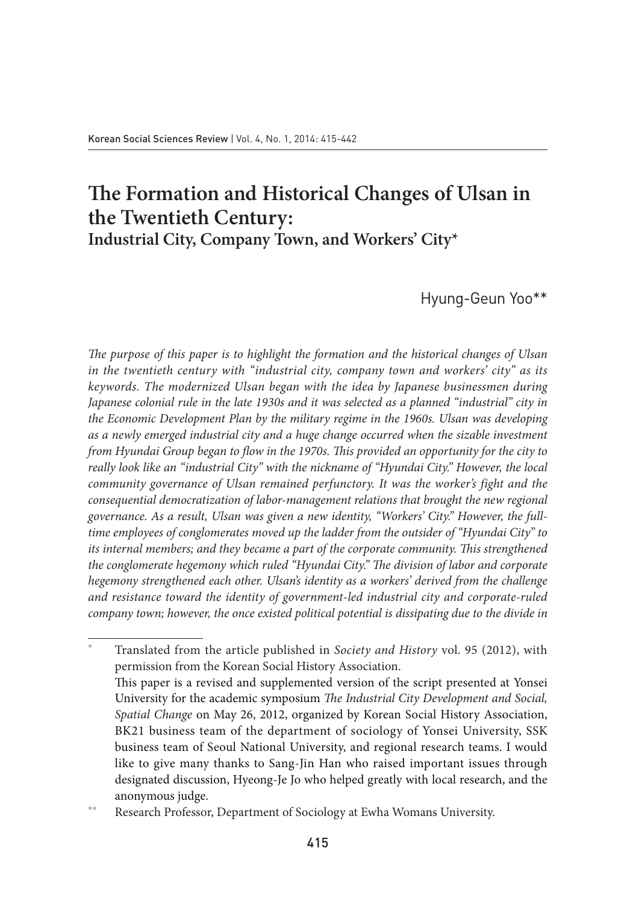# The Formation and Historical Changes of Ulsan in the Twentieth Century:

## Industrial City, Company Town, and Workers' City*

Hyung-Geun Yoo**

*The purpose of this paper is to highlight the formation and the historical changes of Ulsan in the twentieth century with "industrial city, company town and workers' city" as its keywords. The modernized Ulsan began with the idea by Japanese businessmen during Japanese colonial rule in the late 1930s and it was selected as a planned "industrial" city in the Economic Development Plan by the military regime in the 1960s. Ulsan was developing as a newly emerged industrial city and a huge change occurred when the sizable investment from Hyundai Group began to flow in the 1970s. This provided an opportunity for the city to really look like an "industrial City" with the nickname of "Hyundai City." However, the local community governance of Ulsan remained perfunctory. It was the worker's fight and the consequential democratization of labor-management relations that brought the new regional governance. As a result, Ulsan was given a new identity, "Workers' City." However, the full-time employees of conglomerates moved up the ladder from the outsider of "Hyundai City" to its internal members; and they became a part of the corporate community. This strengthened the conglomerate hegemony which ruled "Hyundai City." The division of labor and corporate hegemony strengthened each other. Ulsan's identity as a workers' derived from the challenge and resistance toward the identity of government-led industrial city and corporate-ruled company town; however, the once existed political potential is dissipating due to the divide in*

---

\* Translated from the article published in *Society and History* vol. 95 (2012), with permission from the Korean Social History Association.
This paper is a revised and supplemented version of the script presented at Yonsei University for the academic symposium *The Industrial City Development and Social, Spatial Change* on May 26, 2012, organized by Korean Social History Association, BK21 business team of the department of sociology of Yonsei University, SSK business team of Seoul National University, and regional research teams. I would like to give many thanks to Sang-Jin Han who raised important issues through designated discussion, Hyeong-Je Jo who helped greatly with local research, and the anonymous judge.

\*\* Research Professor, Department of Sociology at Ewha Womans University.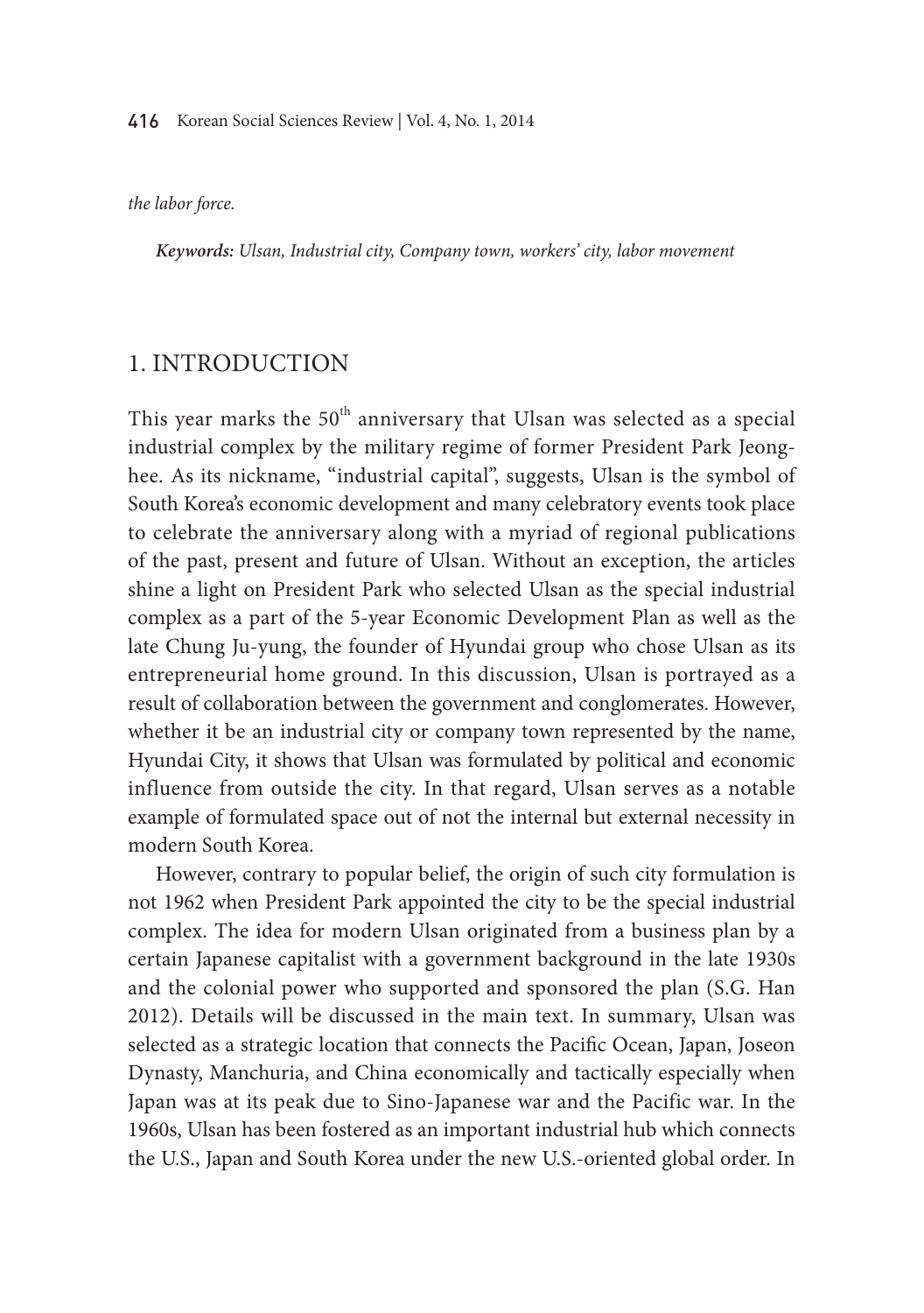*the labor force.*

***Keywords:** Ulsan, Industrial city, Company town, workers' city, labor movement*

## 1. INTRODUCTION

This year marks the 50th anniversary that Ulsan was selected as a special industrial complex by the military regime of former President Park Jeong-hee. As its nickname, "industrial capital", suggests, Ulsan is the symbol of South Korea's economic development and many celebratory events took place to celebrate the anniversary along with a myriad of regional publications of the past, present and future of Ulsan. Without an exception, the articles shine a light on President Park who selected Ulsan as the special industrial complex as a part of the 5-year Economic Development Plan as well as the late Chung Ju-yung, the founder of Hyundai group who chose Ulsan as its entrepreneurial home ground. In this discussion, Ulsan is portrayed as a result of collaboration between the government and conglomerates. However, whether it be an industrial city or company town represented by the name, Hyundai City, it shows that Ulsan was formulated by political and economic influence from outside the city. In that regard, Ulsan serves as a notable example of formulated space out of not the internal but external necessity in modern South Korea.

However, contrary to popular belief, the origin of such city formulation is not 1962 when President Park appointed the city to be the special industrial complex. The idea for modern Ulsan originated from a business plan by a certain Japanese capitalist with a government background in the late 1930s and the colonial power who supported and sponsored the plan (S.G. Han 2012). Details will be discussed in the main text. In summary, Ulsan was selected as a strategic location that connects the Pacific Ocean, Japan, Joseon Dynasty, Manchuria, and China economically and tactically especially when Japan was at its peak due to Sino-Japanese war and the Pacific war. In the 1960s, Ulsan has been fostered as an important industrial hub which connects the U.S., Japan and South Korea under the new U.S.-oriented global order. In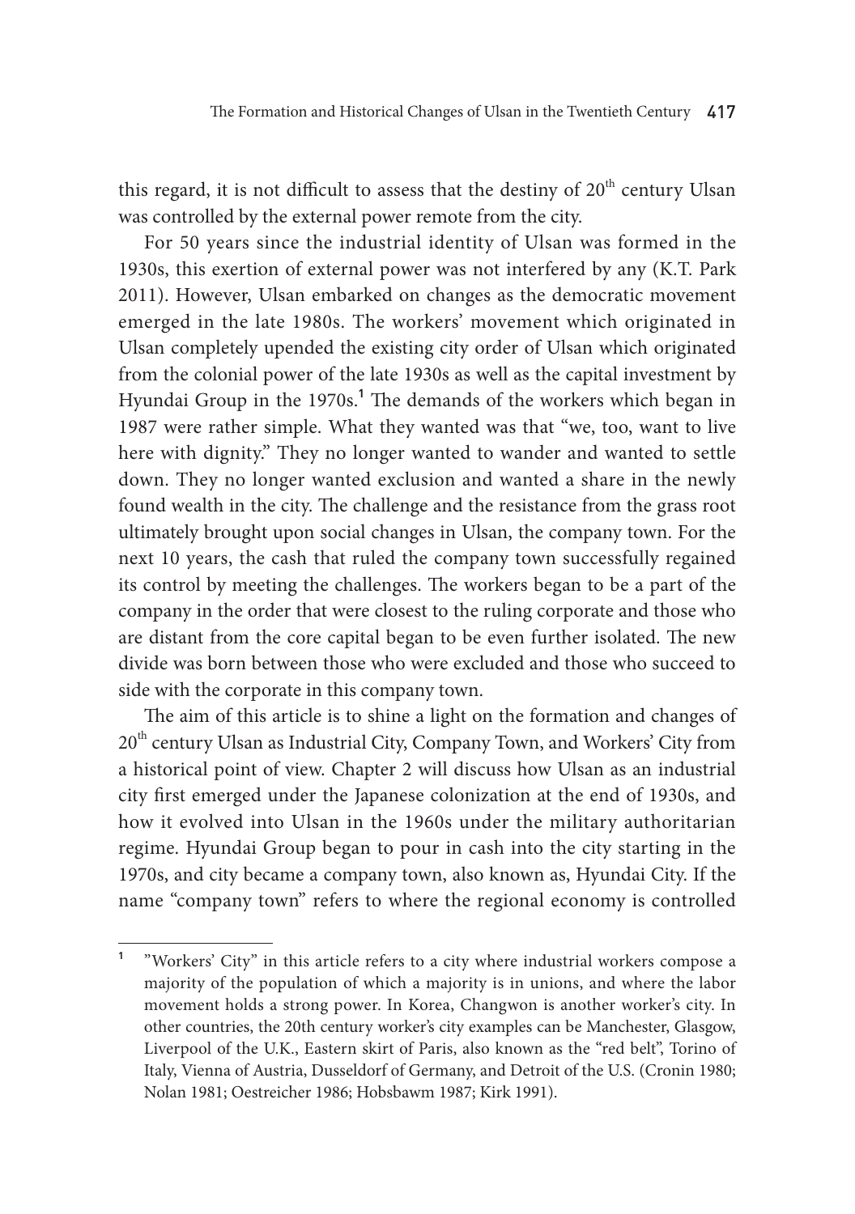this regard, it is not difficult to assess that the destiny of 20th century Ulsan was controlled by the external power remote from the city.

For 50 years since the industrial identity of Ulsan was formed in the 1930s, this exertion of external power was not interfered by any (K.T. Park 2011). However, Ulsan embarked on changes as the democratic movement emerged in the late 1980s. The workers' movement which originated in Ulsan completely upended the existing city order of Ulsan which originated from the colonial power of the late 1930s as well as the capital investment by Hyundai Group in the 1970s.[1] The demands of the workers which began in 1987 were rather simple. What they wanted was that "we, too, want to live here with dignity." They no longer wanted to wander and wanted to settle down. They no longer wanted exclusion and wanted a share in the newly found wealth in the city. The challenge and the resistance from the grass root ultimately brought upon social changes in Ulsan, the company town. For the next 10 years, the cash that ruled the company town successfully regained its control by meeting the challenges. The workers began to be a part of the company in the order that were closest to the ruling corporate and those who are distant from the core capital began to be even further isolated. The new divide was born between those who were excluded and those who succeed to side with the corporate in this company town.

The aim of this article is to shine a light on the formation and changes of 20th century Ulsan as Industrial City, Company Town, and Workers' City from a historical point of view. Chapter 2 will discuss how Ulsan as an industrial city first emerged under the Japanese colonization at the end of 1930s, and how it evolved into Ulsan in the 1960s under the military authoritarian regime. Hyundai Group began to pour in cash into the city starting in the 1970s, and city became a company town, also known as, Hyundai City. If the name "company town" refers to where the regional economy is controlled

---

[1] "Workers' City" in this article refers to a city where industrial workers compose a majority of the population of which a majority is in unions, and where the labor movement holds a strong power. In Korea, Changwon is another worker's city. In other countries, the 20th century worker's city examples can be Manchester, Glasgow, Liverpool of the U.K., Eastern skirt of Paris, also known as the "red belt", Torino of Italy, Vienna of Austria, Dusseldorf of Germany, and Detroit of the U.S. (Cronin 1980; Nolan 1981; Oestreicher 1986; Hobsbawm 1987; Kirk 1991).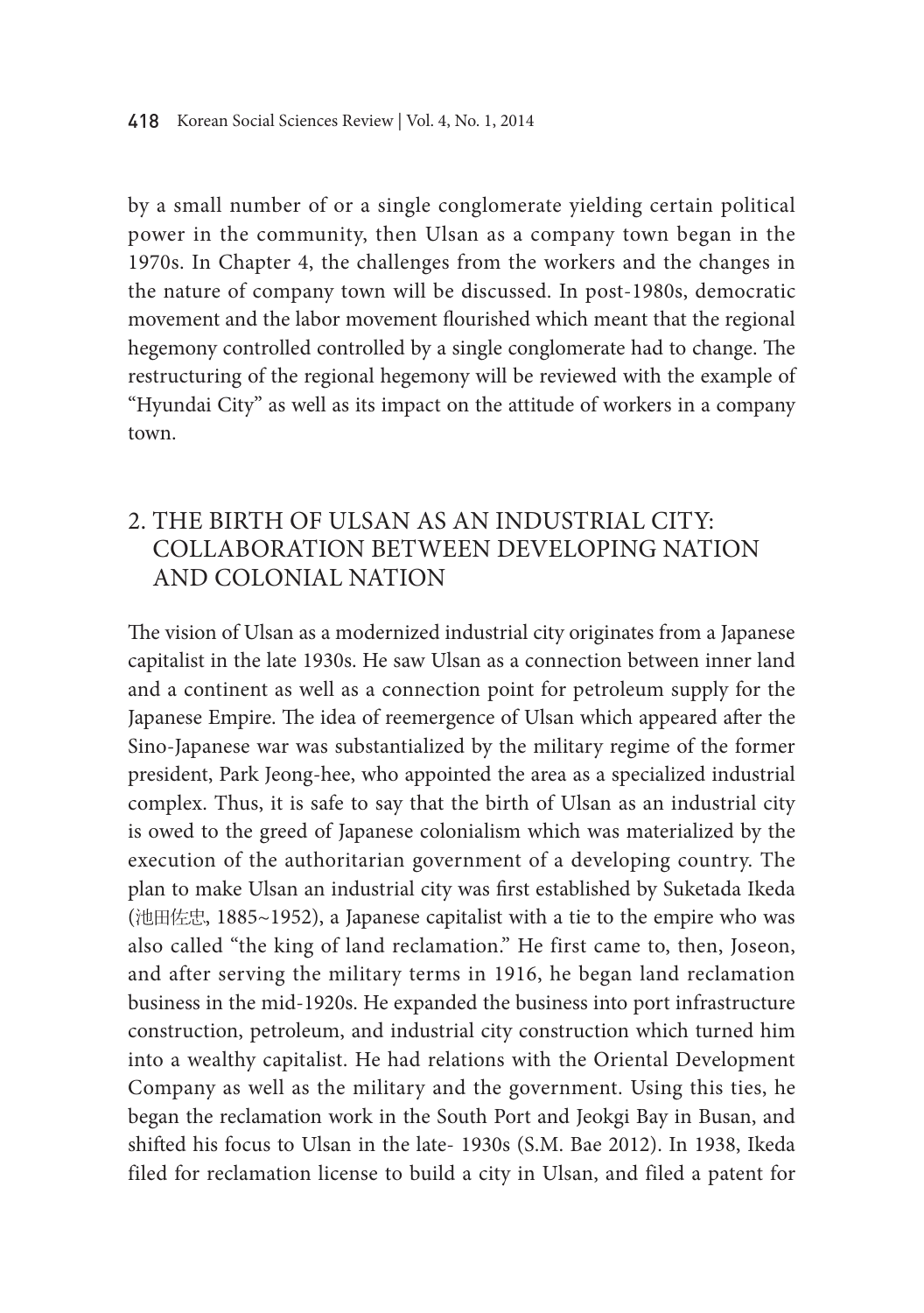by a small number of or a single conglomerate yielding certain political power in the community, then Ulsan as a company town began in the 1970s. In Chapter 4, the challenges from the workers and the changes in the nature of company town will be discussed. In post-1980s, democratic movement and the labor movement flourished which meant that the regional hegemony controlled controlled by a single conglomerate had to change. The restructuring of the regional hegemony will be reviewed with the example of "Hyundai City" as well as its impact on the attitude of workers in a company town.

## 2. THE BIRTH OF ULSAN AS AN INDUSTRIAL CITY: COLLABORATION BETWEEN DEVELOPING NATION AND COLONIAL NATION

The vision of Ulsan as a modernized industrial city originates from a Japanese capitalist in the late 1930s. He saw Ulsan as a connection between inner land and a continent as well as a connection point for petroleum supply for the Japanese Empire. The idea of reemergence of Ulsan which appeared after the Sino-Japanese war was substantialized by the military regime of the former president, Park Jeong-hee, who appointed the area as a specialized industrial complex. Thus, it is safe to say that the birth of Ulsan as an industrial city is owed to the greed of Japanese colonialism which was materialized by the execution of the authoritarian government of a developing country. The plan to make Ulsan an industrial city was first established by Suketada Ikeda (池田佐忠, 1885~1952), a Japanese capitalist with a tie to the empire who was also called "the king of land reclamation." He first came to, then, Joseon, and after serving the military terms in 1916, he began land reclamation business in the mid-1920s. He expanded the business into port infrastructure construction, petroleum, and industrial city construction which turned him into a wealthy capitalist. He had relations with the Oriental Development Company as well as the military and the government. Using this ties, he began the reclamation work in the South Port and Jeokgi Bay in Busan, and shifted his focus to Ulsan in the late- 1930s (S.M. Bae 2012). In 1938, Ikeda filed for reclamation license to build a city in Ulsan, and filed a patent for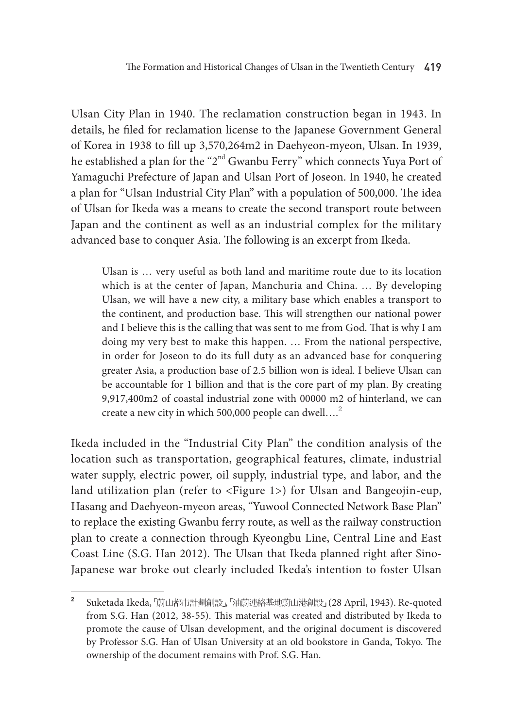Ulsan City Plan in 1940. The reclamation construction began in 1943. In details, he filed for reclamation license to the Japanese Government General of Korea in 1938 to fill up 3,570,264m2 in Daehyeon-myeon, Ulsan. In 1939, he established a plan for the "2nd Gwanbu Ferry" which connects Yuya Port of Yamaguchi Prefecture of Japan and Ulsan Port of Joseon. In 1940, he created a plan for "Ulsan Industrial City Plan" with a population of 500,000. The idea of Ulsan for Ikeda was a means to create the second transport route between Japan and the continent as well as an industrial complex for the military advanced base to conquer Asia. The following is an excerpt from Ikeda.

> Ulsan is … very useful as both land and maritime route due to its location which is at the center of Japan, Manchuria and China. … By developing Ulsan, we will have a new city, a military base which enables a transport to the continent, and production base. This will strengthen our national power and I believe this is the calling that was sent to me from God. That is why I am doing my very best to make this happen. … From the national perspective, in order for Joseon to do its full duty as an advanced base for conquering greater Asia, a production base of 2.5 billion won is ideal. I believe Ulsan can be accountable for 1 billion and that is the core part of my plan. By creating 9,917,400m2 of coastal industrial zone with 00000 m2 of hinterland, we can create a new city in which 500,000 people can dwell….[2]

Ikeda included in the "Industrial City Plan" the condition analysis of the location such as transportation, geographical features, climate, industrial water supply, electric power, oil supply, industrial type, and labor, and the land utilization plan (refer to <Figure 1>) for Ulsan and Bangeojin-eup, Hasang and Daehyeon-myeon areas, "Yuwool Connected Network Base Plan" to replace the existing Gwanbu ferry route, as well as the railway construction plan to create a connection through Kyeongbu Line, Central Line and East Coast Line (S.G. Han 2012). The Ulsan that Ikeda planned right after Sino-Japanese war broke out clearly included Ikeda's intention to foster Ulsan

---

2 Suketada Ikeda,「蔚山都市計劃創設」,「油蔚連絡基地蔚山港創設」(28 April, 1943). Re-quoted from S.G. Han (2012, 38-55). This material was created and distributed by Ikeda to promote the cause of Ulsan development, and the original document is discovered by Professor S.G. Han of Ulsan University at an old bookstore in Ganda, Tokyo. The ownership of the document remains with Prof. S.G. Han.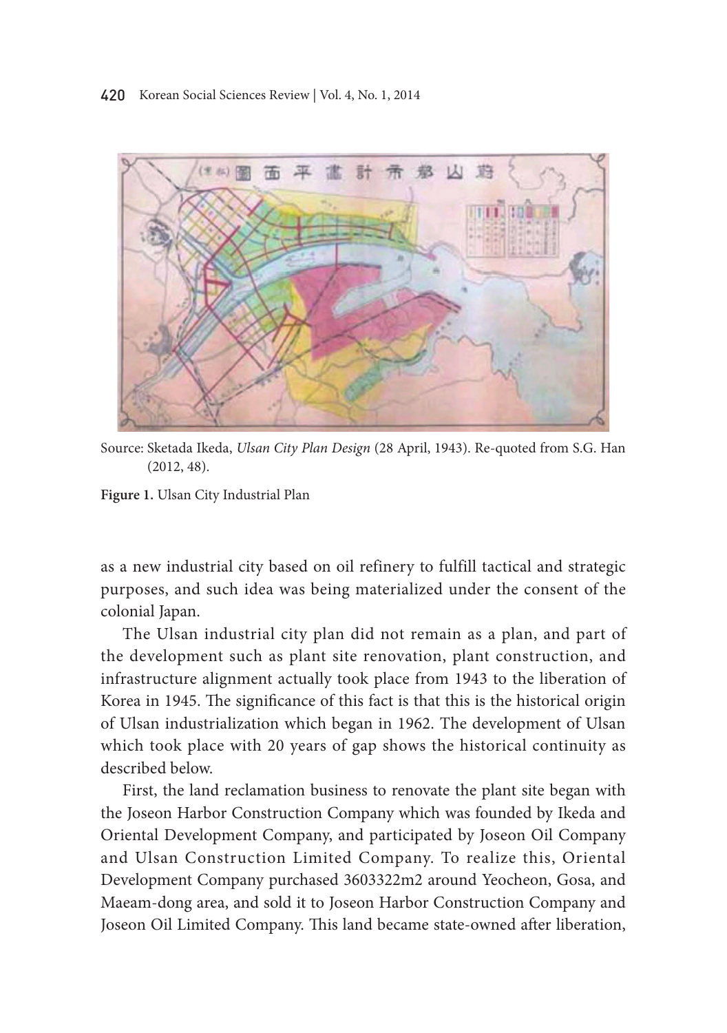Source: Sketada Ikeda, *Ulsan City Plan Design* (28 April, 1943). Re-quoted from S.G. Han (2012, 48).

**Figure 1.** Ulsan City Industrial Plan

as a new industrial city based on oil refinery to fulfill tactical and strategic purposes, and such idea was being materialized under the consent of the colonial Japan.

The Ulsan industrial city plan did not remain as a plan, and part of the development such as plant site renovation, plant construction, and infrastructure alignment actually took place from 1943 to the liberation of Korea in 1945. The significance of this fact is that this is the historical origin of Ulsan industrialization which began in 1962. The development of Ulsan which took place with 20 years of gap shows the historical continuity as described below.

First, the land reclamation business to renovate the plant site began with the Joseon Harbor Construction Company which was founded by Ikeda and Oriental Development Company, and participated by Joseon Oil Company and Ulsan Construction Limited Company. To realize this, Oriental Development Company purchased 3603322m2 around Yeocheon, Gosa, and Maeam-dong area, and sold it to Joseon Harbor Construction Company and Joseon Oil Limited Company. This land became state-owned after liberation,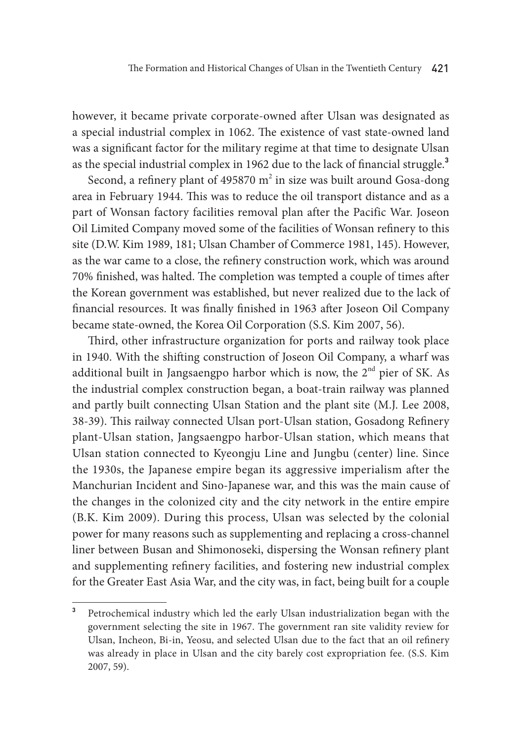however, it became private corporate-owned after Ulsan was designated as a special industrial complex in 1062. The existence of vast state-owned land was a significant factor for the military regime at that time to designate Ulsan as the special industrial complex in 1962 due to the lack of financial struggle.[3]

Second, a refinery plant of 495870 $m^2$ in size was built around Gosa-dong area in February 1944. This was to reduce the oil transport distance and as a part of Wonsan factory facilities removal plan after the Pacific War. Joseon Oil Limited Company moved some of the facilities of Wonsan refinery to this site (D.W. Kim 1989, 181; Ulsan Chamber of Commerce 1981, 145). However, as the war came to a close, the refinery construction work, which was around 70% finished, was halted. The completion was tempted a couple of times after the Korean government was established, but never realized due to the lack of financial resources. It was finally finished in 1963 after Joseon Oil Company became state-owned, the Korea Oil Corporation (S.S. Kim 2007, 56).

Third, other infrastructure organization for ports and railway took place in 1940. With the shifting construction of Joseon Oil Company, a wharf was additional built in Jangsaengpo harbor which is now, the 2nd pier of SK. As the industrial complex construction began, a boat-train railway was planned and partly built connecting Ulsan Station and the plant site (M.J. Lee 2008, 38-39). This railway connected Ulsan port-Ulsan station, Gosadong Refinery plant-Ulsan station, Jangsaengpo harbor-Ulsan station, which means that Ulsan station connected to Kyeongju Line and Jungbu (center) line. Since the 1930s, the Japanese empire began its aggressive imperialism after the Manchurian Incident and Sino-Japanese war, and this was the main cause of the changes in the colonized city and the city network in the entire empire (B.K. Kim 2009). During this process, Ulsan was selected by the colonial power for many reasons such as supplementing and replacing a cross-channel liner between Busan and Shimonoseki, dispersing the Wonsan refinery plant and supplementing refinery facilities, and fostering new industrial complex for the Greater East Asia War, and the city was, in fact, being built for a couple

---

[3] Petrochemical industry which led the early Ulsan industrialization began with the government selecting the site in 1967. The government ran site validity review for Ulsan, Incheon, Bi-in, Yeosu, and selected Ulsan due to the fact that an oil refinery was already in place in Ulsan and the city barely cost expropriation fee. (S.S. Kim 2007, 59).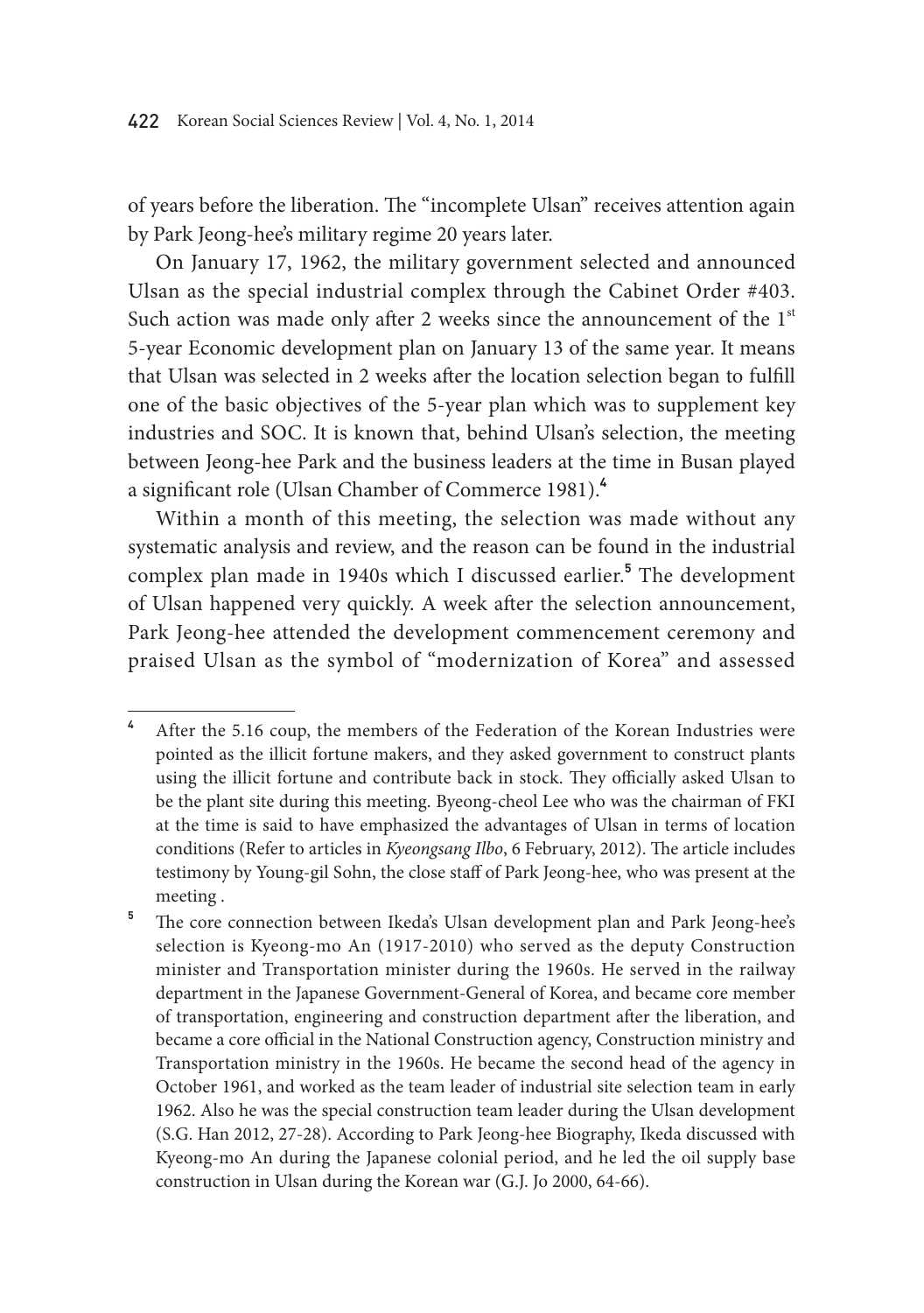of years before the liberation. The "incomplete Ulsan" receives attention again by Park Jeong-hee's military regime 20 years later.

On January 17, 1962, the military government selected and announced Ulsan as the special industrial complex through the Cabinet Order #403. Such action was made only after 2 weeks since the announcement of the 1st 5-year Economic development plan on January 13 of the same year. It means that Ulsan was selected in 2 weeks after the location selection began to fulfill one of the basic objectives of the 5-year plan which was to supplement key industries and SOC. It is known that, behind Ulsan's selection, the meeting between Jeong-hee Park and the business leaders at the time in Busan played a significant role (Ulsan Chamber of Commerce 1981).[4]

Within a month of this meeting, the selection was made without any systematic analysis and review, and the reason can be found in the industrial complex plan made in 1940s which I discussed earlier.[5] The development of Ulsan happened very quickly. A week after the selection announcement, Park Jeong-hee attended the development commencement ceremony and praised Ulsan as the symbol of "modernization of Korea" and assessed

---

[4] After the 5.16 coup, the members of the Federation of the Korean Industries were pointed as the illicit fortune makers, and they asked government to construct plants using the illicit fortune and contribute back in stock. They officially asked Ulsan to be the plant site during this meeting. Byeong-cheol Lee who was the chairman of FKI at the time is said to have emphasized the advantages of Ulsan in terms of location conditions (Refer to articles in *Kyeongsang Ilbo*, 6 February, 2012). The article includes testimony by Young-gil Sohn, the close staff of Park Jeong-hee, who was present at the meeting .

[5] The core connection between Ikeda's Ulsan development plan and Park Jeong-hee's selection is Kyeong-mo An (1917-2010) who served as the deputy Construction minister and Transportation minister during the 1960s. He served in the railway department in the Japanese Government-General of Korea, and became core member of transportation, engineering and construction department after the liberation, and became a core official in the National Construction agency, Construction ministry and Transportation ministry in the 1960s. He became the second head of the agency in October 1961, and worked as the team leader of industrial site selection team in early 1962. Also he was the special construction team leader during the Ulsan development (S.G. Han 2012, 27-28). According to Park Jeong-hee Biography, Ikeda discussed with Kyeong-mo An during the Japanese colonial period, and he led the oil supply base construction in Ulsan during the Korean war (G.J. Jo 2000, 64-66).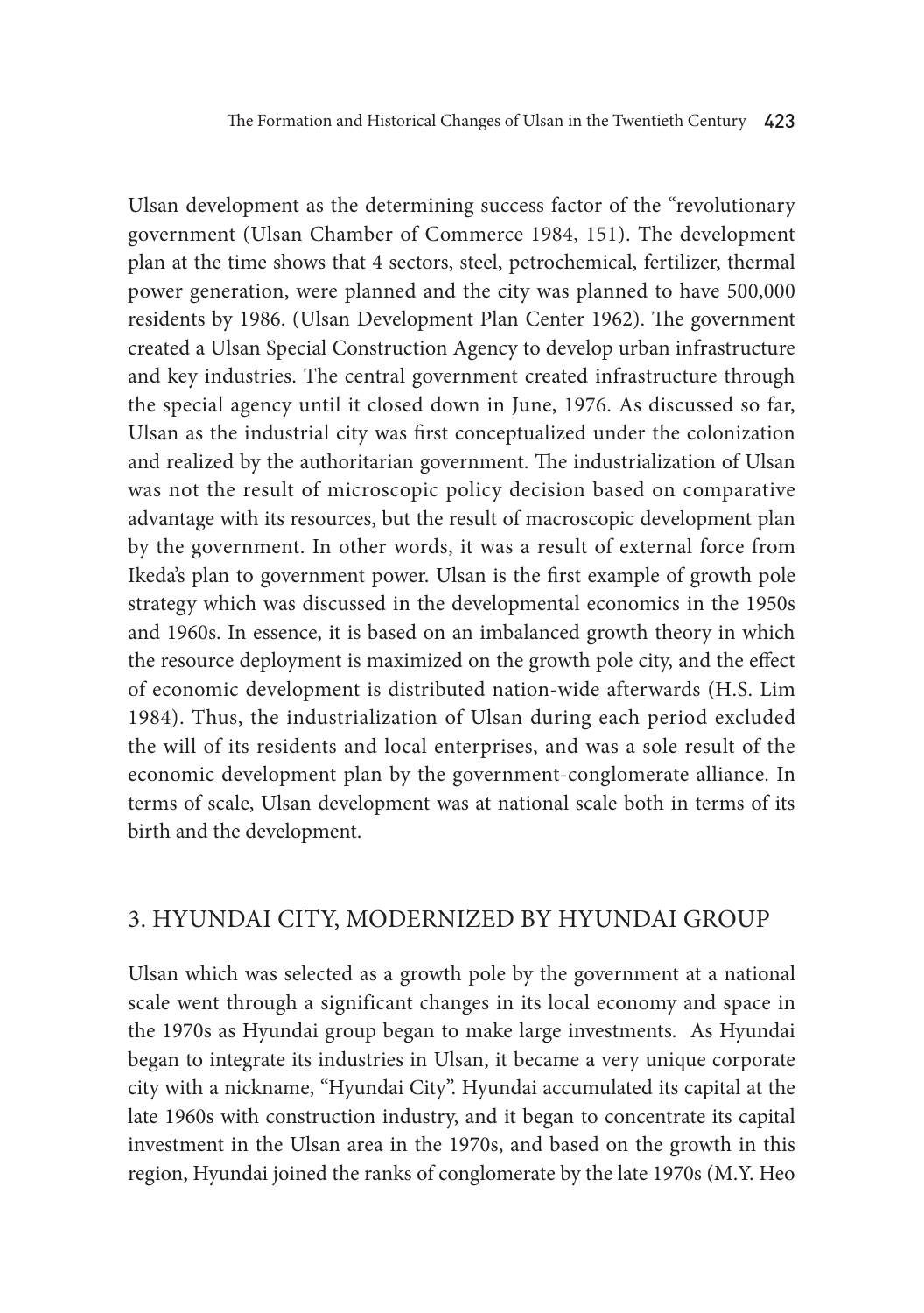Ulsan development as the determining success factor of the "revolutionary government (Ulsan Chamber of Commerce 1984, 151). The development plan at the time shows that 4 sectors, steel, petrochemical, fertilizer, thermal power generation, were planned and the city was planned to have 500,000 residents by 1986. (Ulsan Development Plan Center 1962). The government created a Ulsan Special Construction Agency to develop urban infrastructure and key industries. The central government created infrastructure through the special agency until it closed down in June, 1976. As discussed so far, Ulsan as the industrial city was first conceptualized under the colonization and realized by the authoritarian government. The industrialization of Ulsan was not the result of microscopic policy decision based on comparative advantage with its resources, but the result of macroscopic development plan by the government. In other words, it was a result of external force from Ikeda's plan to government power. Ulsan is the first example of growth pole strategy which was discussed in the developmental economics in the 1950s and 1960s. In essence, it is based on an imbalanced growth theory in which the resource deployment is maximized on the growth pole city, and the effect of economic development is distributed nation-wide afterwards (H.S. Lim 1984). Thus, the industrialization of Ulsan during each period excluded the will of its residents and local enterprises, and was a sole result of the economic development plan by the government-conglomerate alliance. In terms of scale, Ulsan development was at national scale both in terms of its birth and the development.

## 3. HYUNDAI CITY, MODERNIZED BY HYUNDAI GROUP

Ulsan which was selected as a growth pole by the government at a national scale went through a significant changes in its local economy and space in the 1970s as Hyundai group began to make large investments. As Hyundai began to integrate its industries in Ulsan, it became a very unique corporate city with a nickname, "Hyundai City". Hyundai accumulated its capital at the late 1960s with construction industry, and it began to concentrate its capital investment in the Ulsan area in the 1970s, and based on the growth in this region, Hyundai joined the ranks of conglomerate by the late 1970s (M.Y. Heo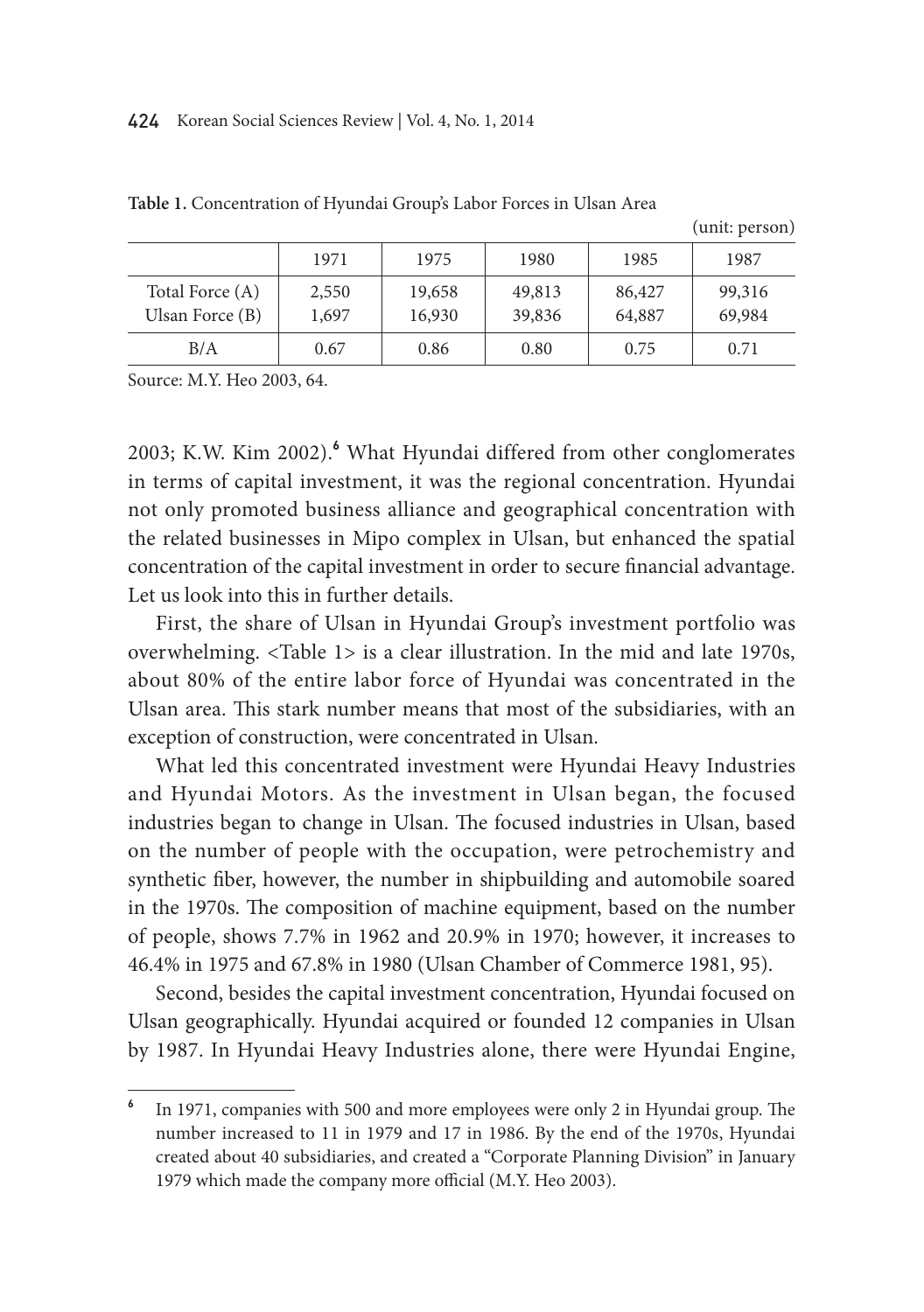**Table 1.** Concentration of Hyundai Group's Labor Forces in Ulsan Area

(unit: person)

| | 1971 | 1975 | 1980 | 1985 | 1987 |
|---|---|---|---|---|---|
| Total Force (A) | 2,550 | 19,658 | 49,813 | 86,427 | 99,316 |
| Ulsan Force (B) | 1,697 | 16,930 | 39,836 | 64,887 | 69,984 |
| B/A | 0.67 | 0.86 | 0.80 | 0.75 | 0.71 |

Source: M.Y. Heo 2003, 64.

2003; K.W. Kim 2002).[6] What Hyundai differed from other conglomerates in terms of capital investment, it was the regional concentration. Hyundai not only promoted business alliance and geographical concentration with the related businesses in Mipo complex in Ulsan, but enhanced the spatial concentration of the capital investment in order to secure financial advantage. Let us look into this in further details.

First, the share of Ulsan in Hyundai Group's investment portfolio was overwhelming. <Table 1> is a clear illustration. In the mid and late 1970s, about 80% of the entire labor force of Hyundai was concentrated in the Ulsan area. This stark number means that most of the subsidiaries, with an exception of construction, were concentrated in Ulsan.

What led this concentrated investment were Hyundai Heavy Industries and Hyundai Motors. As the investment in Ulsan began, the focused industries began to change in Ulsan. The focused industries in Ulsan, based on the number of people with the occupation, were petrochemistry and synthetic fiber, however, the number in shipbuilding and automobile soared in the 1970s. The composition of machine equipment, based on the number of people, shows 7.7% in 1962 and 20.9% in 1970; however, it increases to 46.4% in 1975 and 67.8% in 1980 (Ulsan Chamber of Commerce 1981, 95).

Second, besides the capital investment concentration, Hyundai focused on Ulsan geographically. Hyundai acquired or founded 12 companies in Ulsan by 1987. In Hyundai Heavy Industries alone, there were Hyundai Engine,

[6] In 1971, companies with 500 and more employees were only 2 in Hyundai group. The number increased to 11 in 1979 and 17 in 1986. By the end of the 1970s, Hyundai created about 40 subsidiaries, and created a "Corporate Planning Division" in January 1979 which made the company more official (M.Y. Heo 2003).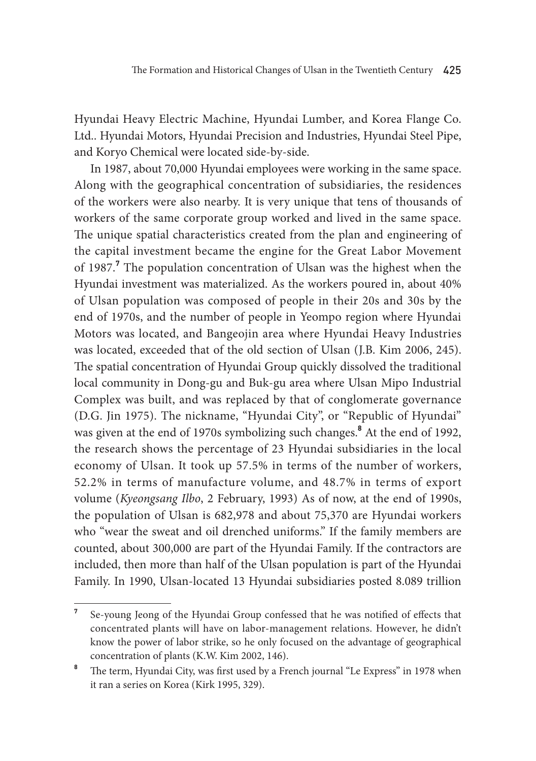Hyundai Heavy Electric Machine, Hyundai Lumber, and Korea Flange Co. Ltd.. Hyundai Motors, Hyundai Precision and Industries, Hyundai Steel Pipe, and Koryo Chemical were located side-by-side.

In 1987, about 70,000 Hyundai employees were working in the same space. Along with the geographical concentration of subsidiaries, the residences of the workers were also nearby. It is very unique that tens of thousands of workers of the same corporate group worked and lived in the same space. The unique spatial characteristics created from the plan and engineering of the capital investment became the engine for the Great Labor Movement of 1987.[7] The population concentration of Ulsan was the highest when the Hyundai investment was materialized. As the workers poured in, about 40% of Ulsan population was composed of people in their 20s and 30s by the end of 1970s, and the number of people in Yeompo region where Hyundai Motors was located, and Bangeojin area where Hyundai Heavy Industries was located, exceeded that of the old section of Ulsan (J.B. Kim 2006, 245). The spatial concentration of Hyundai Group quickly dissolved the traditional local community in Dong-gu and Buk-gu area where Ulsan Mipo Industrial Complex was built, and was replaced by that of conglomerate governance (D.G. Jin 1975). The nickname, "Hyundai City", or "Republic of Hyundai" was given at the end of 1970s symbolizing such changes.[8] At the end of 1992, the research shows the percentage of 23 Hyundai subsidiaries in the local economy of Ulsan. It took up 57.5% in terms of the number of workers, 52.2% in terms of manufacture volume, and 48.7% in terms of export volume (*Kyeongsang Ilbo*, 2 February, 1993) As of now, at the end of 1990s, the population of Ulsan is 682,978 and about 75,370 are Hyundai workers who "wear the sweat and oil drenched uniforms." If the family members are counted, about 300,000 are part of the Hyundai Family. If the contractors are included, then more than half of the Ulsan population is part of the Hyundai Family. In 1990, Ulsan-located 13 Hyundai subsidiaries posted 8.089 trillion

---

[7] Se-young Jeong of the Hyundai Group confessed that he was notified of effects that concentrated plants will have on labor-management relations. However, he didn't know the power of labor strike, so he only focused on the advantage of geographical concentration of plants (K.W. Kim 2002, 146).

[8] The term, Hyundai City, was first used by a French journal "Le Express" in 1978 when it ran a series on Korea (Kirk 1995, 329).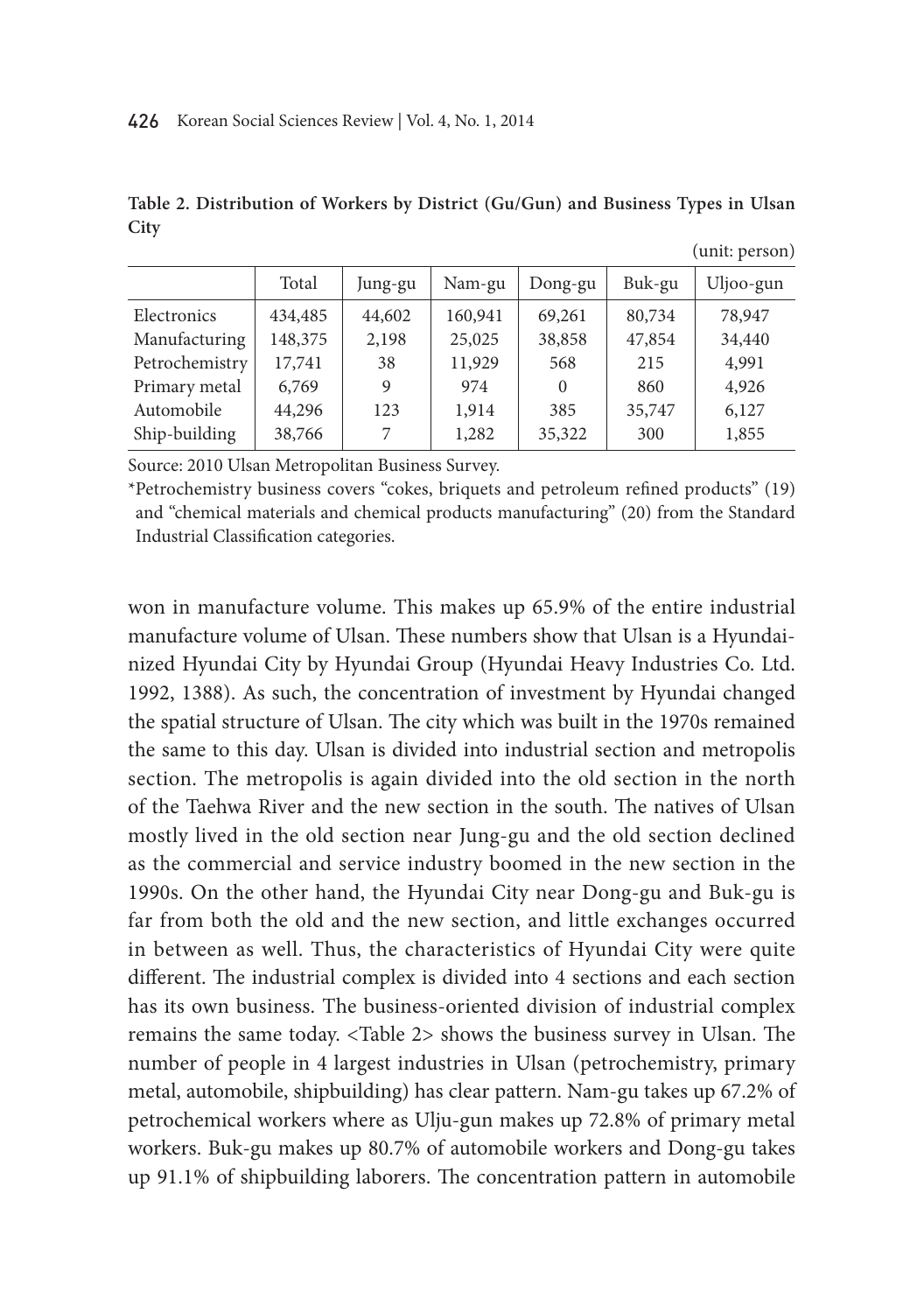**Table 2. Distribution of Workers by District (Gu/Gun) and Business Types in Ulsan City**

(unit: person)

| | Total | Jung-gu | Nam-gu | Dong-gu | Buk-gu | Uljoo-gun |
|---|---|---|---|---|---|---|
| Electronics | 434,485 | 44,602 | 160,941 | 69,261 | 80,734 | 78,947 |
| Manufacturing | 148,375 | 2,198 | 25,025 | 38,858 | 47,854 | 34,440 |
| Petrochemistry | 17,741 | 38 | 11,929 | 568 | 215 | 4,991 |
| Primary metal | 6,769 | 9 | 974 | 0 | 860 | 4,926 |
| Automobile | 44,296 | 123 | 1,914 | 385 | 35,747 | 6,127 |
| Ship-building | 38,766 | 7 | 1,282 | 35,322 | 300 | 1,855 |

Source: 2010 Ulsan Metropolitan Business Survey.

*Petrochemistry business covers "cokes, briquets and petroleum refined products" (19) and "chemical materials and chemical products manufacturing" (20) from the Standard Industrial Classification categories.

won in manufacture volume. This makes up 65.9% of the entire industrial manufacture volume of Ulsan. These numbers show that Ulsan is a Hyundai-nized Hyundai City by Hyundai Group (Hyundai Heavy Industries Co. Ltd. 1992, 1388). As such, the concentration of investment by Hyundai changed the spatial structure of Ulsan. The city which was built in the 1970s remained the same to this day. Ulsan is divided into industrial section and metropolis section. The metropolis is again divided into the old section in the north of the Taehwa River and the new section in the south. The natives of Ulsan mostly lived in the old section near Jung-gu and the old section declined as the commercial and service industry boomed in the new section in the 1990s. On the other hand, the Hyundai City near Dong-gu and Buk-gu is far from both the old and the new section, and little exchanges occurred in between as well. Thus, the characteristics of Hyundai City were quite different. The industrial complex is divided into 4 sections and each section has its own business. The business-oriented division of industrial complex remains the same today. <Table 2> shows the business survey in Ulsan. The number of people in 4 largest industries in Ulsan (petrochemistry, primary metal, automobile, shipbuilding) has clear pattern. Nam-gu takes up 67.2% of petrochemical workers where as Ulju-gun makes up 72.8% of primary metal workers. Buk-gu makes up 80.7% of automobile workers and Dong-gu takes up 91.1% of shipbuilding laborers. The concentration pattern in automobile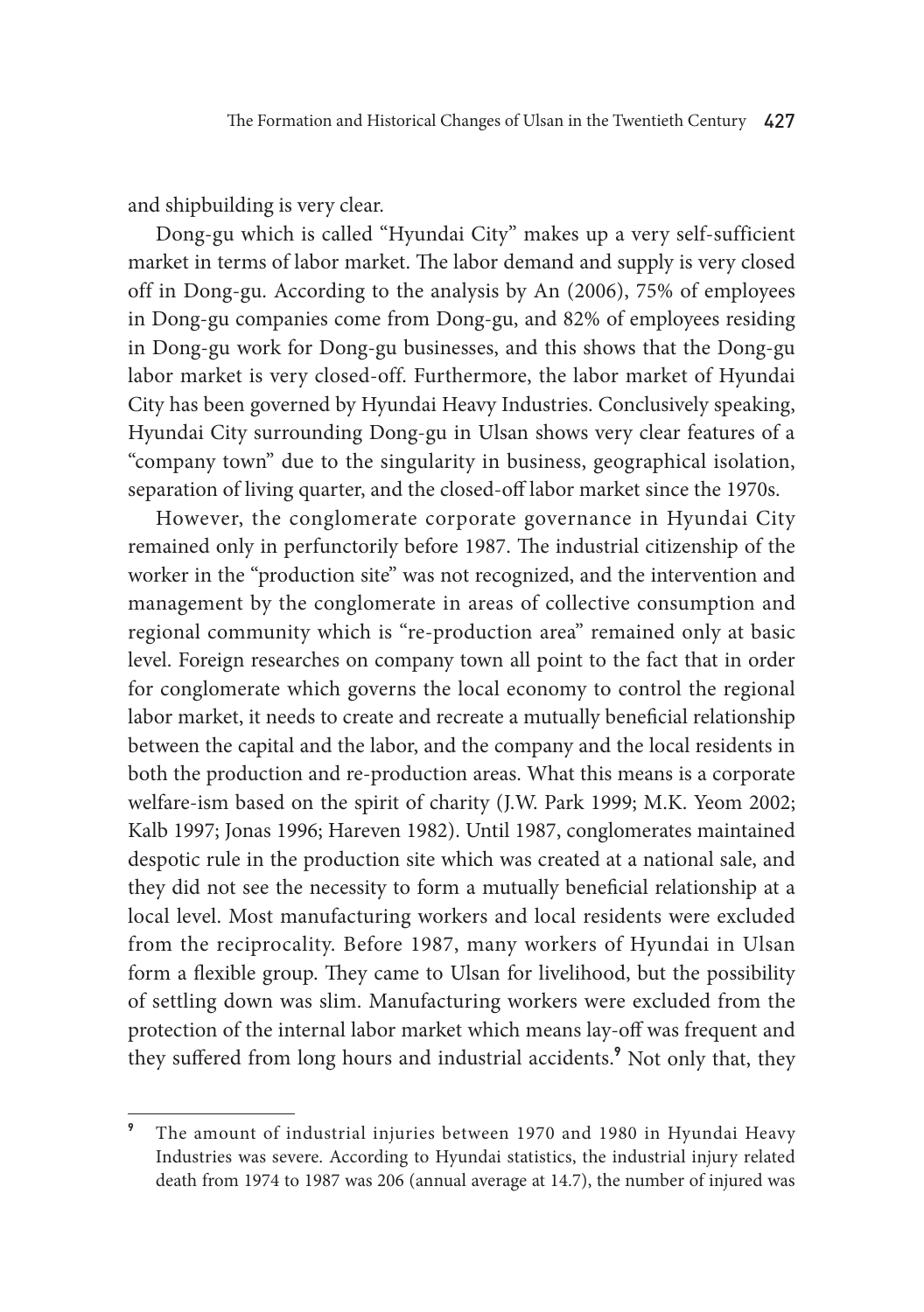and shipbuilding is very clear.

Dong-gu which is called "Hyundai City" makes up a very self-sufficient market in terms of labor market. The labor demand and supply is very closed off in Dong-gu. According to the analysis by An (2006), 75% of employees in Dong-gu companies come from Dong-gu, and 82% of employees residing in Dong-gu work for Dong-gu businesses, and this shows that the Dong-gu labor market is very closed-off. Furthermore, the labor market of Hyundai City has been governed by Hyundai Heavy Industries. Conclusively speaking, Hyundai City surrounding Dong-gu in Ulsan shows very clear features of a "company town" due to the singularity in business, geographical isolation, separation of living quarter, and the closed-off labor market since the 1970s.

However, the conglomerate corporate governance in Hyundai City remained only in perfunctorily before 1987. The industrial citizenship of the worker in the "production site" was not recognized, and the intervention and management by the conglomerate in areas of collective consumption and regional community which is "re-production area" remained only at basic level. Foreign researches on company town all point to the fact that in order for conglomerate which governs the local economy to control the regional labor market, it needs to create and recreate a mutually beneficial relationship between the capital and the labor, and the company and the local residents in both the production and re-production areas. What this means is a corporate welfare-ism based on the spirit of charity (J.W. Park 1999; M.K. Yeom 2002; Kalb 1997; Jonas 1996; Hareven 1982). Until 1987, conglomerates maintained despotic rule in the production site which was created at a national sale, and they did not see the necessity to form a mutually beneficial relationship at a local level. Most manufacturing workers and local residents were excluded from the reciprocality. Before 1987, many workers of Hyundai in Ulsan form a flexible group. They came to Ulsan for livelihood, but the possibility of settling down was slim. Manufacturing workers were excluded from the protection of the internal labor market which means lay-off was frequent and they suffered from long hours and industrial accidents.[9] Not only that, they

---

[9] The amount of industrial injuries between 1970 and 1980 in Hyundai Heavy Industries was severe. According to Hyundai statistics, the industrial injury related death from 1974 to 1987 was 206 (annual average at 14.7), the number of injured was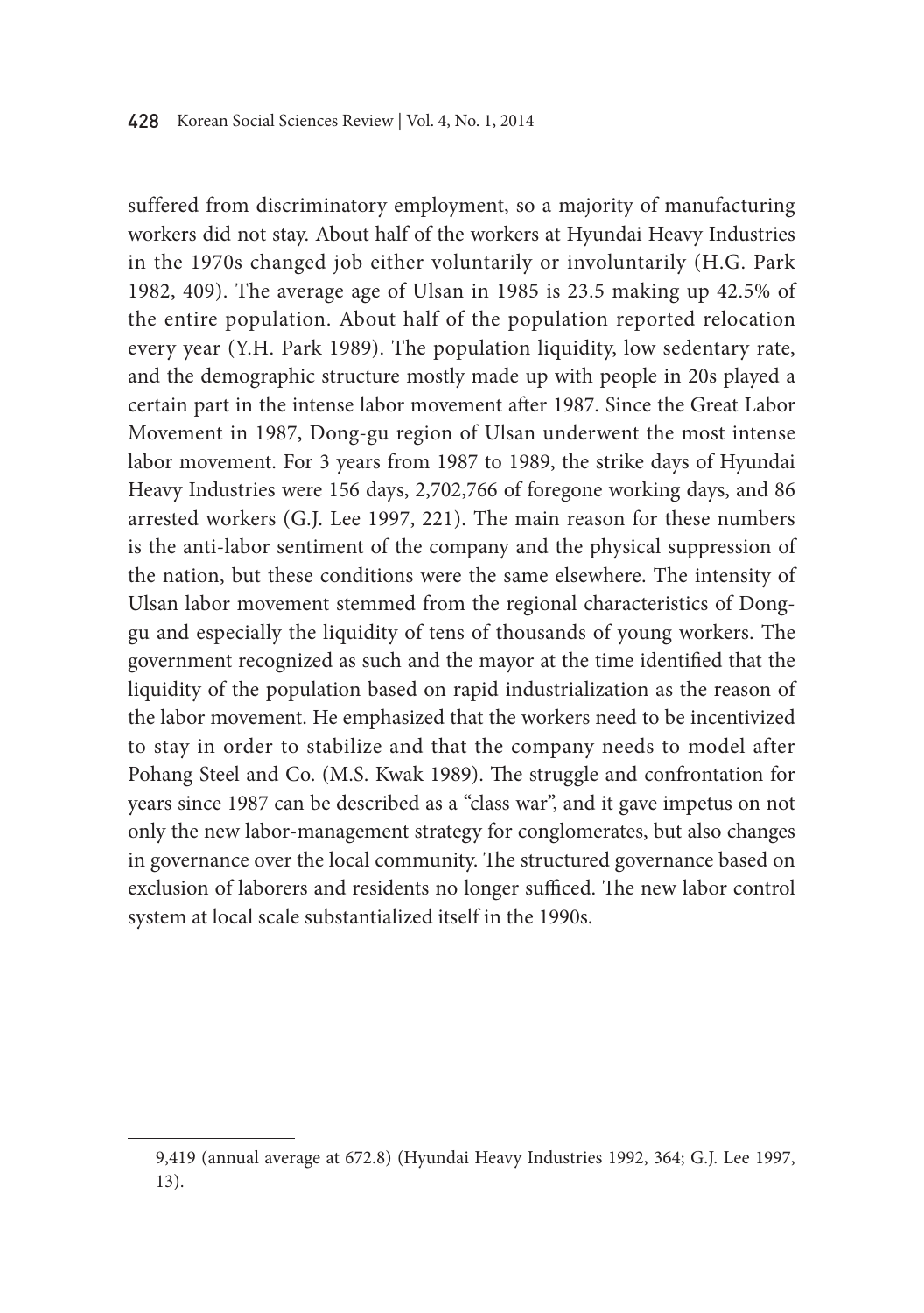suffered from discriminatory employment, so a majority of manufacturing workers did not stay. About half of the workers at Hyundai Heavy Industries in the 1970s changed job either voluntarily or involuntarily (H.G. Park 1982, 409). The average age of Ulsan in 1985 is 23.5 making up 42.5% of the entire population. About half of the population reported relocation every year (Y.H. Park 1989). The population liquidity, low sedentary rate, and the demographic structure mostly made up with people in 20s played a certain part in the intense labor movement after 1987. Since the Great Labor Movement in 1987, Dong-gu region of Ulsan underwent the most intense labor movement. For 3 years from 1987 to 1989, the strike days of Hyundai Heavy Industries were 156 days, 2,702,766 of foregone working days, and 86 arrested workers (G.J. Lee 1997, 221). The main reason for these numbers is the anti-labor sentiment of the company and the physical suppression of the nation, but these conditions were the same elsewhere. The intensity of Ulsan labor movement stemmed from the regional characteristics of Dong-gu and especially the liquidity of tens of thousands of young workers. The government recognized as such and the mayor at the time identified that the liquidity of the population based on rapid industrialization as the reason of the labor movement. He emphasized that the workers need to be incentivized to stay in order to stabilize and that the company needs to model after Pohang Steel and Co. (M.S. Kwak 1989). The struggle and confrontation for years since 1987 can be described as a "class war", and it gave impetus on not only the new labor-management strategy for conglomerates, but also changes in governance over the local community. The structured governance based on exclusion of laborers and residents no longer sufficed. The new labor control system at local scale substantialized itself in the 1990s.

---

9,419 (annual average at 672.8) (Hyundai Heavy Industries 1992, 364; G.J. Lee 1997, 13).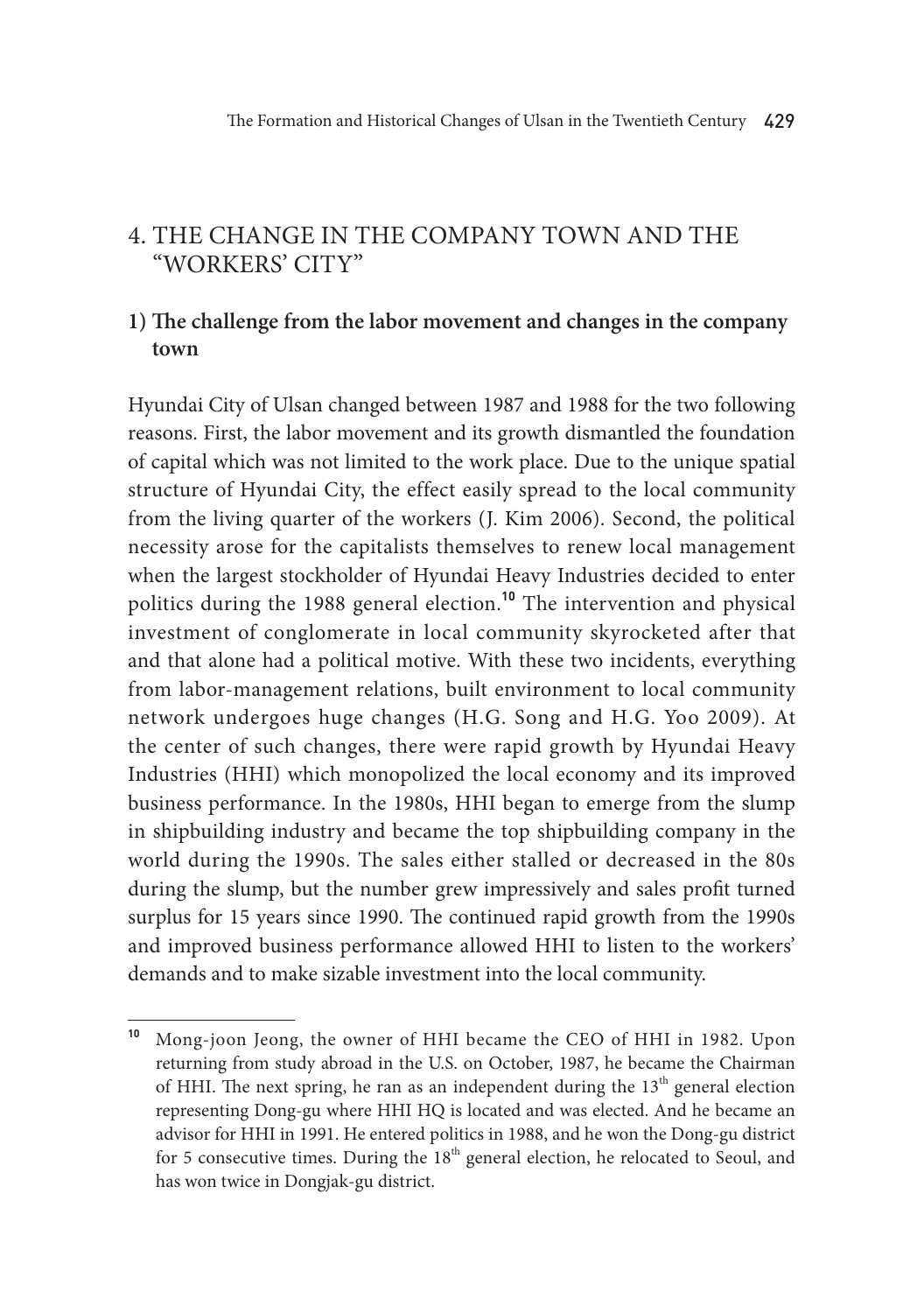## 4. THE CHANGE IN THE COMPANY TOWN AND THE "WORKERS' CITY"

### 1) The challenge from the labor movement and changes in the company town

Hyundai City of Ulsan changed between 1987 and 1988 for the two following reasons. First, the labor movement and its growth dismantled the foundation of capital which was not limited to the work place. Due to the unique spatial structure of Hyundai City, the effect easily spread to the local community from the living quarter of the workers (J. Kim 2006). Second, the political necessity arose for the capitalists themselves to renew local management when the largest stockholder of Hyundai Heavy Industries decided to enter politics during the 1988 general election.[10] The intervention and physical investment of conglomerate in local community skyrocketed after that and that alone had a political motive. With these two incidents, everything from labor-management relations, built environment to local community network undergoes huge changes (H.G. Song and H.G. Yoo 2009). At the center of such changes, there were rapid growth by Hyundai Heavy Industries (HHI) which monopolized the local economy and its improved business performance. In the 1980s, HHI began to emerge from the slump in shipbuilding industry and became the top shipbuilding company in the world during the 1990s. The sales either stalled or decreased in the 80s during the slump, but the number grew impressively and sales profit turned surplus for 15 years since 1990. The continued rapid growth from the 1990s and improved business performance allowed HHI to listen to the workers' demands and to make sizable investment into the local community.

---

[10] Mong-joon Jeong, the owner of HHI became the CEO of HHI in 1982. Upon returning from study abroad in the U.S. on October, 1987, he became the Chairman of HHI. The next spring, he ran as an independent during the 13th general election representing Dong-gu where HHI HQ is located and was elected. And he became an advisor for HHI in 1991. He entered politics in 1988, and he won the Dong-gu district for 5 consecutive times. During the 18th general election, he relocated to Seoul, and has won twice in Dongjak-gu district.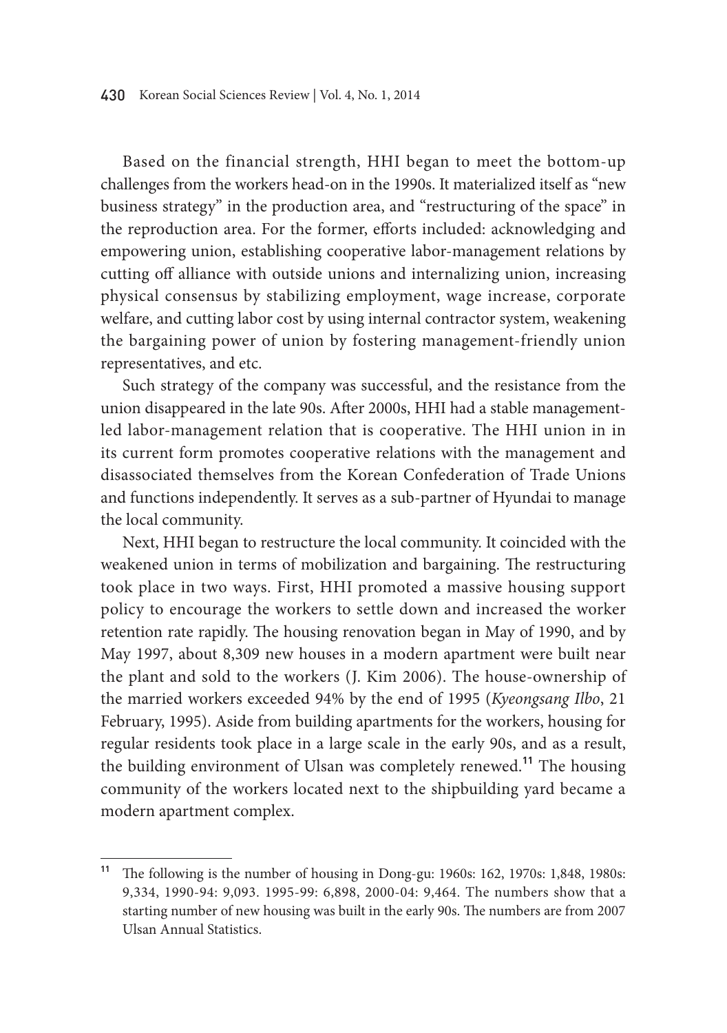Based on the financial strength, HHI began to meet the bottom-up challenges from the workers head-on in the 1990s. It materialized itself as "new business strategy" in the production area, and "restructuring of the space" in the reproduction area. For the former, efforts included: acknowledging and empowering union, establishing cooperative labor-management relations by cutting off alliance with outside unions and internalizing union, increasing physical consensus by stabilizing employment, wage increase, corporate welfare, and cutting labor cost by using internal contractor system, weakening the bargaining power of union by fostering management-friendly union representatives, and etc.

Such strategy of the company was successful, and the resistance from the union disappeared in the late 90s. After 2000s, HHI had a stable management-led labor-management relation that is cooperative. The HHI union in in its current form promotes cooperative relations with the management and disassociated themselves from the Korean Confederation of Trade Unions and functions independently. It serves as a sub-partner of Hyundai to manage the local community.

Next, HHI began to restructure the local community. It coincided with the weakened union in terms of mobilization and bargaining. The restructuring took place in two ways. First, HHI promoted a massive housing support policy to encourage the workers to settle down and increased the worker retention rate rapidly. The housing renovation began in May of 1990, and by May 1997, about 8,309 new houses in a modern apartment were built near the plant and sold to the workers (J. Kim 2006). The house-ownership of the married workers exceeded 94% by the end of 1995 (*Kyeongsang Ilbo*, 21 February, 1995). Aside from building apartments for the workers, housing for regular residents took place in a large scale in the early 90s, and as a result, the building environment of Ulsan was completely renewed.[11] The housing community of the workers located next to the shipbuilding yard became a modern apartment complex.

---

[11] The following is the number of housing in Dong-gu: 1960s: 162, 1970s: 1,848, 1980s: 9,334, 1990-94: 9,093. 1995-99: 6,898, 2000-04: 9,464. The numbers show that a starting number of new housing was built in the early 90s. The numbers are from 2007 Ulsan Annual Statistics.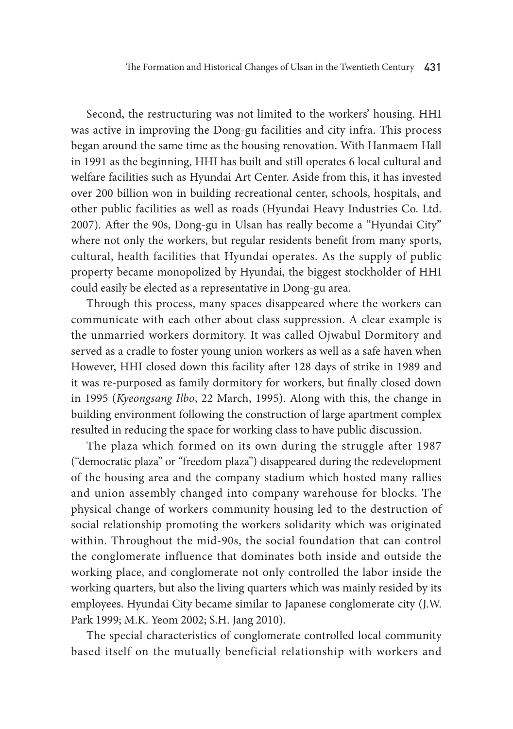Second, the restructuring was not limited to the workers' housing. HHI was active in improving the Dong-gu facilities and city infra. This process began around the same time as the housing renovation. With Hanmaem Hall in 1991 as the beginning, HHI has built and still operates 6 local cultural and welfare facilities such as Hyundai Art Center. Aside from this, it has invested over 200 billion won in building recreational center, schools, hospitals, and other public facilities as well as roads (Hyundai Heavy Industries Co. Ltd. 2007). After the 90s, Dong-gu in Ulsan has really become a "Hyundai City" where not only the workers, but regular residents benefit from many sports, cultural, health facilities that Hyundai operates. As the supply of public property became monopolized by Hyundai, the biggest stockholder of HHI could easily be elected as a representative in Dong-gu area.

Through this process, many spaces disappeared where the workers can communicate with each other about class suppression. A clear example is the unmarried workers dormitory. It was called Ojwabul Dormitory and served as a cradle to foster young union workers as well as a safe haven when However, HHI closed down this facility after 128 days of strike in 1989 and it was re-purposed as family dormitory for workers, but finally closed down in 1995 (*Kyeongsang Ilbo*, 22 March, 1995). Along with this, the change in building environment following the construction of large apartment complex resulted in reducing the space for working class to have public discussion.

The plaza which formed on its own during the struggle after 1987 ("democratic plaza" or "freedom plaza") disappeared during the redevelopment of the housing area and the company stadium which hosted many rallies and union assembly changed into company warehouse for blocks. The physical change of workers community housing led to the destruction of social relationship promoting the workers solidarity which was originated within. Throughout the mid-90s, the social foundation that can control the conglomerate influence that dominates both inside and outside the working place, and conglomerate not only controlled the labor inside the working quarters, but also the living quarters which was mainly resided by its employees. Hyundai City became similar to Japanese conglomerate city (J.W. Park 1999; M.K. Yeom 2002; S.H. Jang 2010).

The special characteristics of conglomerate controlled local community based itself on the mutually beneficial relationship with workers and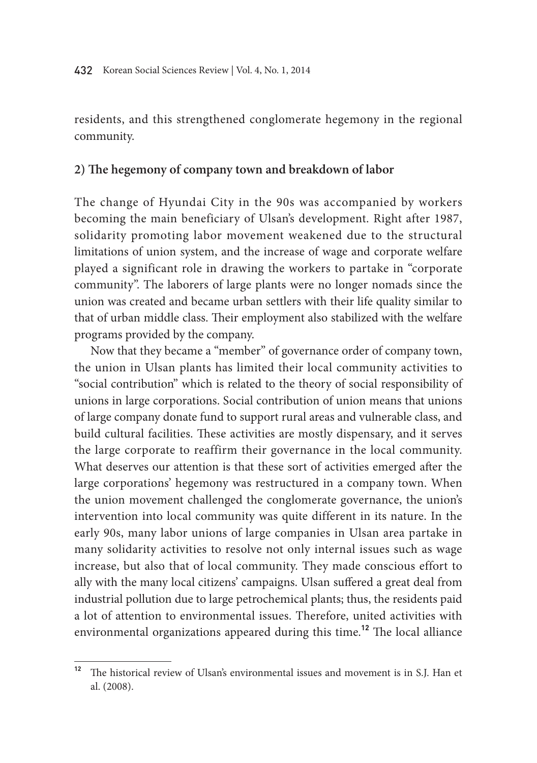residents, and this strengthened conglomerate hegemony in the regional community.

### 2) The hegemony of company town and breakdown of labor

The change of Hyundai City in the 90s was accompanied by workers becoming the main beneficiary of Ulsan's development. Right after 1987, solidarity promoting labor movement weakened due to the structural limitations of union system, and the increase of wage and corporate welfare played a significant role in drawing the workers to partake in "corporate community". The laborers of large plants were no longer nomads since the union was created and became urban settlers with their life quality similar to that of urban middle class. Their employment also stabilized with the welfare programs provided by the company.

Now that they became a "member" of governance order of company town, the union in Ulsan plants has limited their local community activities to "social contribution" which is related to the theory of social responsibility of unions in large corporations. Social contribution of union means that unions of large company donate fund to support rural areas and vulnerable class, and build cultural facilities. These activities are mostly dispensary, and it serves the large corporate to reaffirm their governance in the local community. What deserves our attention is that these sort of activities emerged after the large corporations' hegemony was restructured in a company town. When the union movement challenged the conglomerate governance, the union's intervention into local community was quite different in its nature. In the early 90s, many labor unions of large companies in Ulsan area partake in many solidarity activities to resolve not only internal issues such as wage increase, but also that of local community. They made conscious effort to ally with the many local citizens' campaigns. Ulsan suffered a great deal from industrial pollution due to large petrochemical plants; thus, the residents paid a lot of attention to environmental issues. Therefore, united activities with environmental organizations appeared during this time.[12] The local alliance

[12] The historical review of Ulsan's environmental issues and movement is in S.J. Han et al. (2008).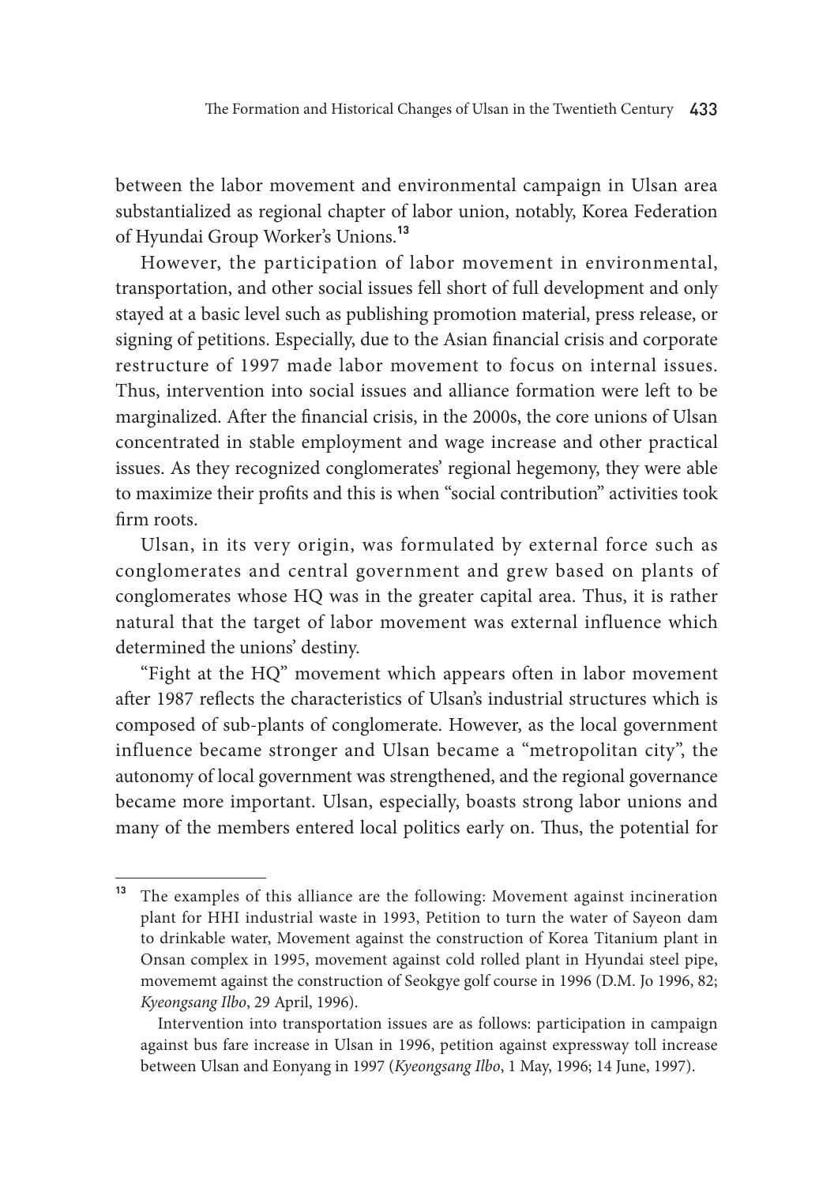between the labor movement and environmental campaign in Ulsan area substantialized as regional chapter of labor union, notably, Korea Federation of Hyundai Group Worker's Unions.[13]

However, the participation of labor movement in environmental, transportation, and other social issues fell short of full development and only stayed at a basic level such as publishing promotion material, press release, or signing of petitions. Especially, due to the Asian financial crisis and corporate restructure of 1997 made labor movement to focus on internal issues. Thus, intervention into social issues and alliance formation were left to be marginalized. After the financial crisis, in the 2000s, the core unions of Ulsan concentrated in stable employment and wage increase and other practical issues. As they recognized conglomerates' regional hegemony, they were able to maximize their profits and this is when "social contribution" activities took firm roots.

Ulsan, in its very origin, was formulated by external force such as conglomerates and central government and grew based on plants of conglomerates whose HQ was in the greater capital area. Thus, it is rather natural that the target of labor movement was external influence which determined the unions' destiny.

"Fight at the HQ" movement which appears often in labor movement after 1987 reflects the characteristics of Ulsan's industrial structures which is composed of sub-plants of conglomerate. However, as the local government influence became stronger and Ulsan became a "metropolitan city", the autonomy of local government was strengthened, and the regional governance became more important. Ulsan, especially, boasts strong labor unions and many of the members entered local politics early on. Thus, the potential for

---

[13] The examples of this alliance are the following: Movement against incineration plant for HHI industrial waste in 1993, Petition to turn the water of Sayeon dam to drinkable water, Movement against the construction of Korea Titanium plant in Onsan complex in 1995, movement against cold rolled plant in Hyundai steel pipe, movememt against the construction of Seokgye golf course in 1996 (D.M. Jo 1996, 82; *Kyeongsang Ilbo*, 29 April, 1996).

Intervention into transportation issues are as follows: participation in campaign against bus fare increase in Ulsan in 1996, petition against expressway toll increase between Ulsan and Eonyang in 1997 (*Kyeongsang Ilbo*, 1 May, 1996; 14 June, 1997).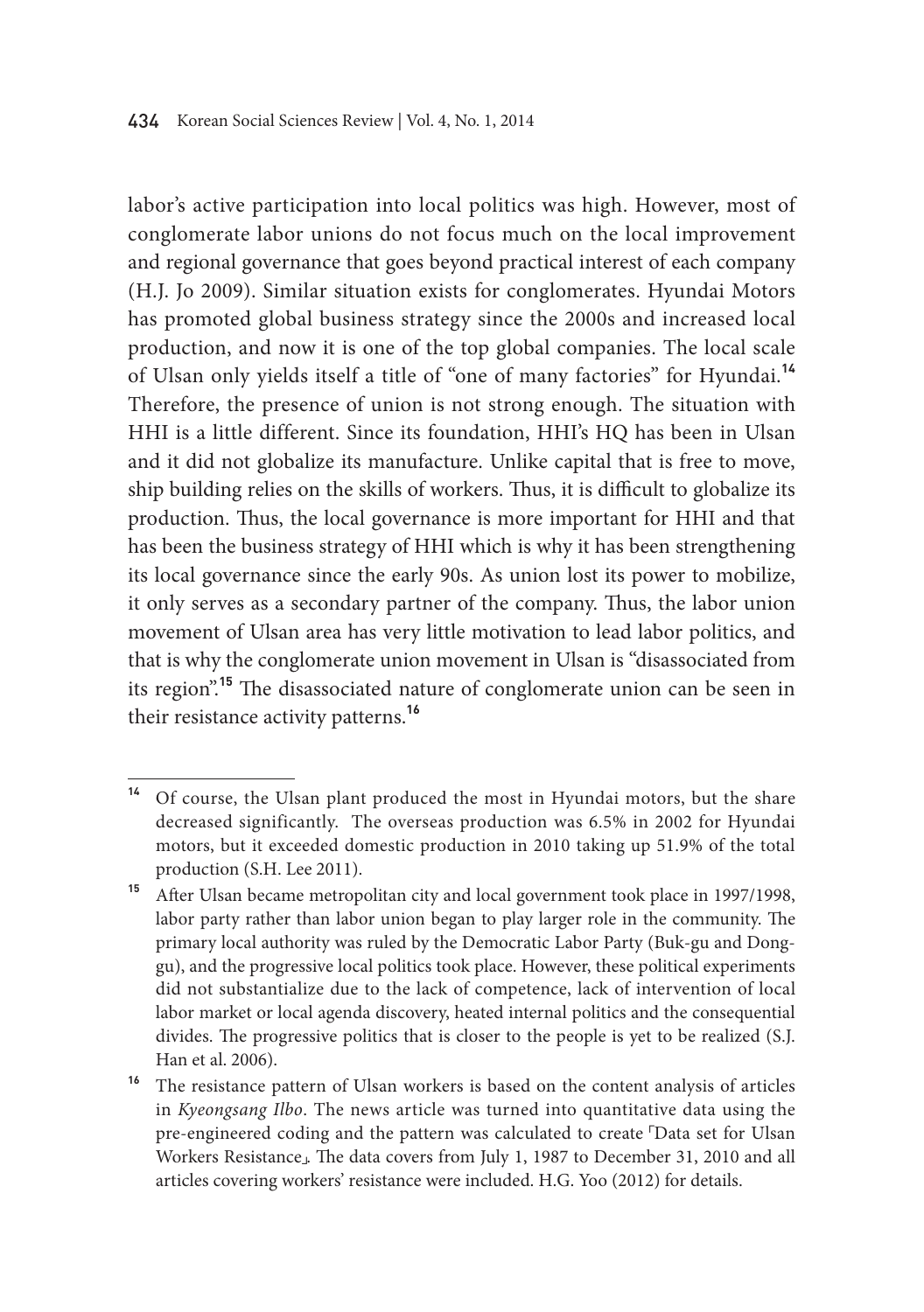labor's active participation into local politics was high. However, most of conglomerate labor unions do not focus much on the local improvement and regional governance that goes beyond practical interest of each company (H.J. Jo 2009). Similar situation exists for conglomerates. Hyundai Motors has promoted global business strategy since the 2000s and increased local production, and now it is one of the top global companies. The local scale of Ulsan only yields itself a title of "one of many factories" for Hyundai.[14] Therefore, the presence of union is not strong enough. The situation with HHI is a little different. Since its foundation, HHI's HQ has been in Ulsan and it did not globalize its manufacture. Unlike capital that is free to move, ship building relies on the skills of workers. Thus, it is difficult to globalize its production. Thus, the local governance is more important for HHI and that has been the business strategy of HHI which is why it has been strengthening its local governance since the early 90s. As union lost its power to mobilize, it only serves as a secondary partner of the company. Thus, the labor union movement of Ulsan area has very little motivation to lead labor politics, and that is why the conglomerate union movement in Ulsan is "disassociated from its region".[15] The disassociated nature of conglomerate union can be seen in their resistance activity patterns.[16]

---

[14] Of course, the Ulsan plant produced the most in Hyundai motors, but the share decreased significantly. The overseas production was 6.5% in 2002 for Hyundai motors, but it exceeded domestic production in 2010 taking up 51.9% of the total production (S.H. Lee 2011).

[15] After Ulsan became metropolitan city and local government took place in 1997/1998, labor party rather than labor union began to play larger role in the community. The primary local authority was ruled by the Democratic Labor Party (Buk-gu and Dong-gu), and the progressive local politics took place. However, these political experiments did not substantialize due to the lack of competence, lack of intervention of local labor market or local agenda discovery, heated internal politics and the consequential divides. The progressive politics that is closer to the people is yet to be realized (S.J. Han et al. 2006).

[16] The resistance pattern of Ulsan workers is based on the content analysis of articles in *Kyeongsang Ilbo*. The news article was turned into quantitative data using the pre-engineered coding and the pattern was calculated to create 「Data set for Ulsan Workers Resistance」. The data covers from July 1, 1987 to December 31, 2010 and all articles covering workers' resistance were included. H.G. Yoo (2012) for details.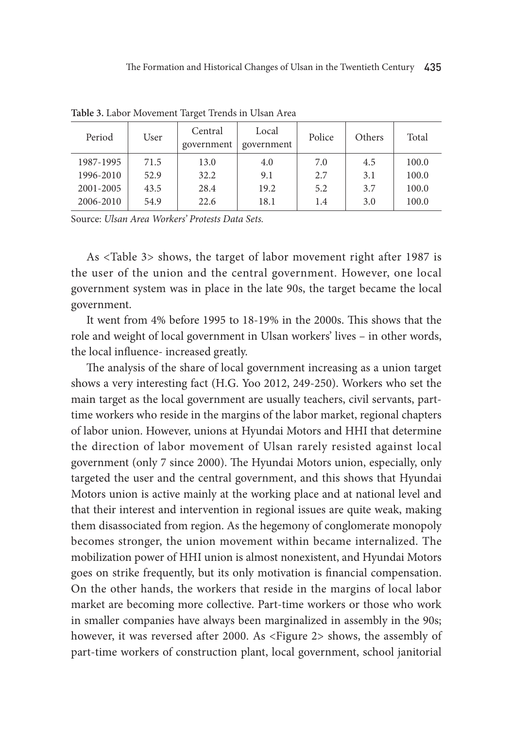**Table 3.** Labor Movement Target Trends in Ulsan Area

| Period | User | Central government | Local government | Police | Others | Total |
|---|---|---|---|---|---|---|
| 1987-1995 | 71.5 | 13.0 | 4.0 | 7.0 | 4.5 | 100.0 |
| 1996-2010 | 52.9 | 32.2 | 9.1 | 2.7 | 3.1 | 100.0 |
| 2001-2005 | 43.5 | 28.4 | 19.2 | 5.2 | 3.7 | 100.0 |
| 2006-2010 | 54.9 | 22.6 | 18.1 | 1.4 | 3.0 | 100.0 |

Source: *Ulsan Area Workers' Protests Data Sets.*

As <Table 3> shows, the target of labor movement right after 1987 is the user of the union and the central government. However, one local government system was in place in the late 90s, the target became the local government.

It went from 4% before 1995 to 18-19% in the 2000s. This shows that the role and weight of local government in Ulsan workers' lives – in other words, the local influence- increased greatly.

The analysis of the share of local government increasing as a union target shows a very interesting fact (H.G. Yoo 2012, 249-250). Workers who set the main target as the local government are usually teachers, civil servants, part-time workers who reside in the margins of the labor market, regional chapters of labor union. However, unions at Hyundai Motors and HHI that determine the direction of labor movement of Ulsan rarely resisted against local government (only 7 since 2000). The Hyundai Motors union, especially, only targeted the user and the central government, and this shows that Hyundai Motors union is active mainly at the working place and at national level and that their interest and intervention in regional issues are quite weak, making them disassociated from region. As the hegemony of conglomerate monopoly becomes stronger, the union movement within became internalized. The mobilization power of HHI union is almost nonexistent, and Hyundai Motors goes on strike frequently, but its only motivation is financial compensation. On the other hands, the workers that reside in the margins of local labor market are becoming more collective. Part-time workers or those who work in smaller companies have always been marginalized in assembly in the 90s; however, it was reversed after 2000. As <Figure 2> shows, the assembly of part-time workers of construction plant, local government, school janitorial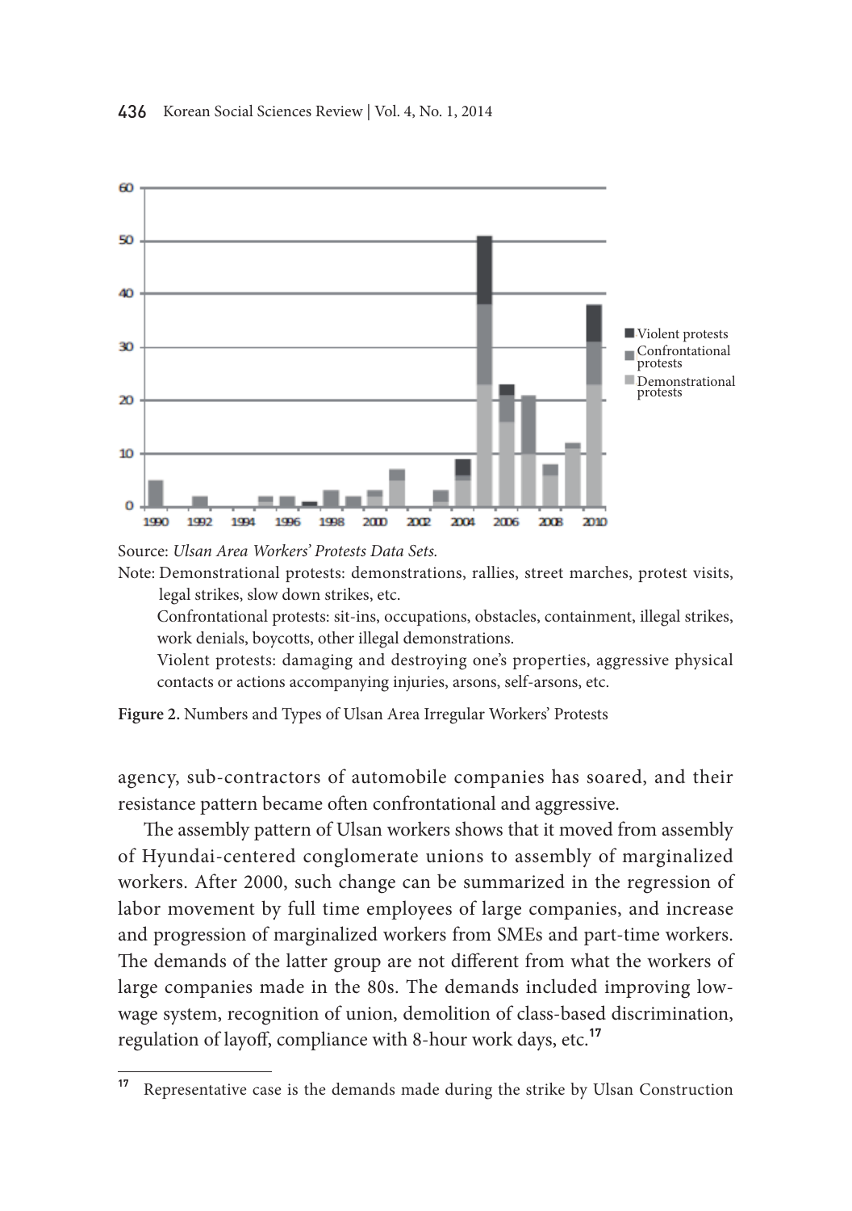Source: *Ulsan Area Workers' Protests Data Sets.*

Note: Demonstrational protests: demonstrations, rallies, street marches, protest visits, legal strikes, slow down strikes, etc.

Confrontational protests: sit-ins, occupations, obstacles, containment, illegal strikes, work denials, boycotts, other illegal demonstrations.

Violent protests: damaging and destroying one's properties, aggressive physical contacts or actions accompanying injuries, arsons, self-arsons, etc.

**Figure 2.** Numbers and Types of Ulsan Area Irregular Workers' Protests

agency, sub-contractors of automobile companies has soared, and their resistance pattern became often confrontational and aggressive.

The assembly pattern of Ulsan workers shows that it moved from assembly of Hyundai-centered conglomerate unions to assembly of marginalized workers. After 2000, such change can be summarized in the regression of labor movement by full time employees of large companies, and increase and progression of marginalized workers from SMEs and part-time workers. The demands of the latter group are not different from what the workers of large companies made in the 80s. The demands included improving low-wage system, recognition of union, demolition of class-based discrimination, regulation of layoff, compliance with 8-hour work days, etc.[17]

---

[17] Representative case is the demands made during the strike by Ulsan Construction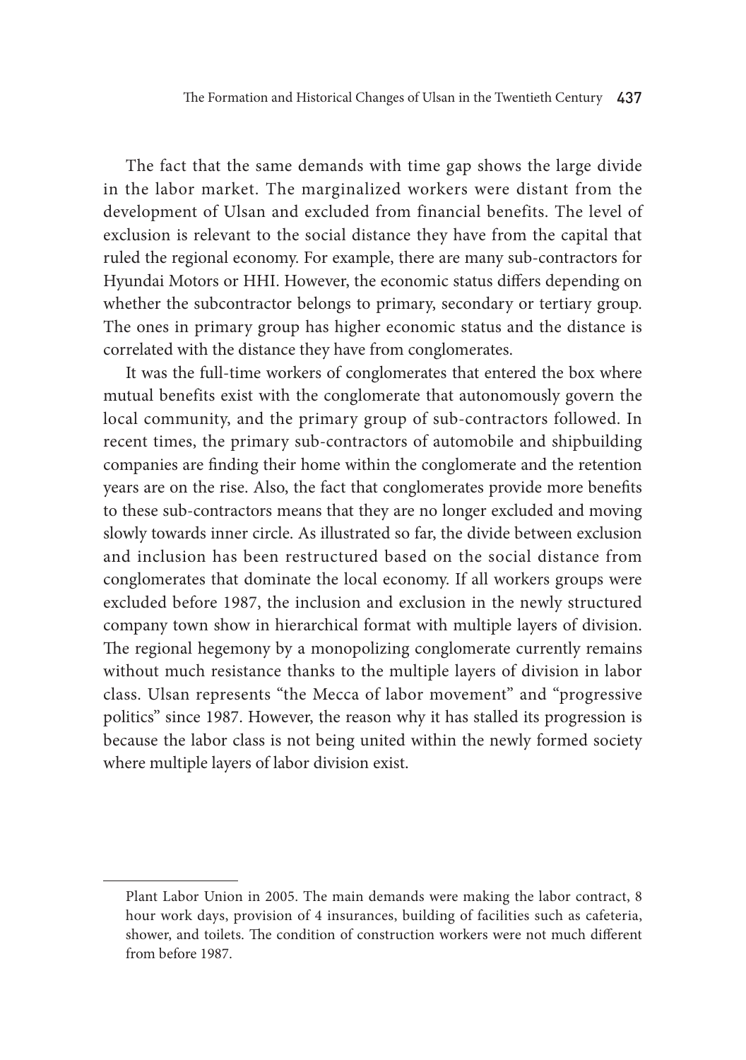The fact that the same demands with time gap shows the large divide in the labor market. The marginalized workers were distant from the development of Ulsan and excluded from financial benefits. The level of exclusion is relevant to the social distance they have from the capital that ruled the regional economy. For example, there are many sub-contractors for Hyundai Motors or HHI. However, the economic status differs depending on whether the subcontractor belongs to primary, secondary or tertiary group. The ones in primary group has higher economic status and the distance is correlated with the distance they have from conglomerates.

It was the full-time workers of conglomerates that entered the box where mutual benefits exist with the conglomerate that autonomously govern the local community, and the primary group of sub-contractors followed. In recent times, the primary sub-contractors of automobile and shipbuilding companies are finding their home within the conglomerate and the retention years are on the rise. Also, the fact that conglomerates provide more benefits to these sub-contractors means that they are no longer excluded and moving slowly towards inner circle. As illustrated so far, the divide between exclusion and inclusion has been restructured based on the social distance from conglomerates that dominate the local economy. If all workers groups were excluded before 1987, the inclusion and exclusion in the newly structured company town show in hierarchical format with multiple layers of division. The regional hegemony by a monopolizing conglomerate currently remains without much resistance thanks to the multiple layers of division in labor class. Ulsan represents "the Mecca of labor movement" and "progressive politics" since 1987. However, the reason why it has stalled its progression is because the labor class is not being united within the newly formed society where multiple layers of labor division exist.

---

Plant Labor Union in 2005. The main demands were making the labor contract, 8 hour work days, provision of 4 insurances, building of facilities such as cafeteria, shower, and toilets. The condition of construction workers were not much different from before 1987.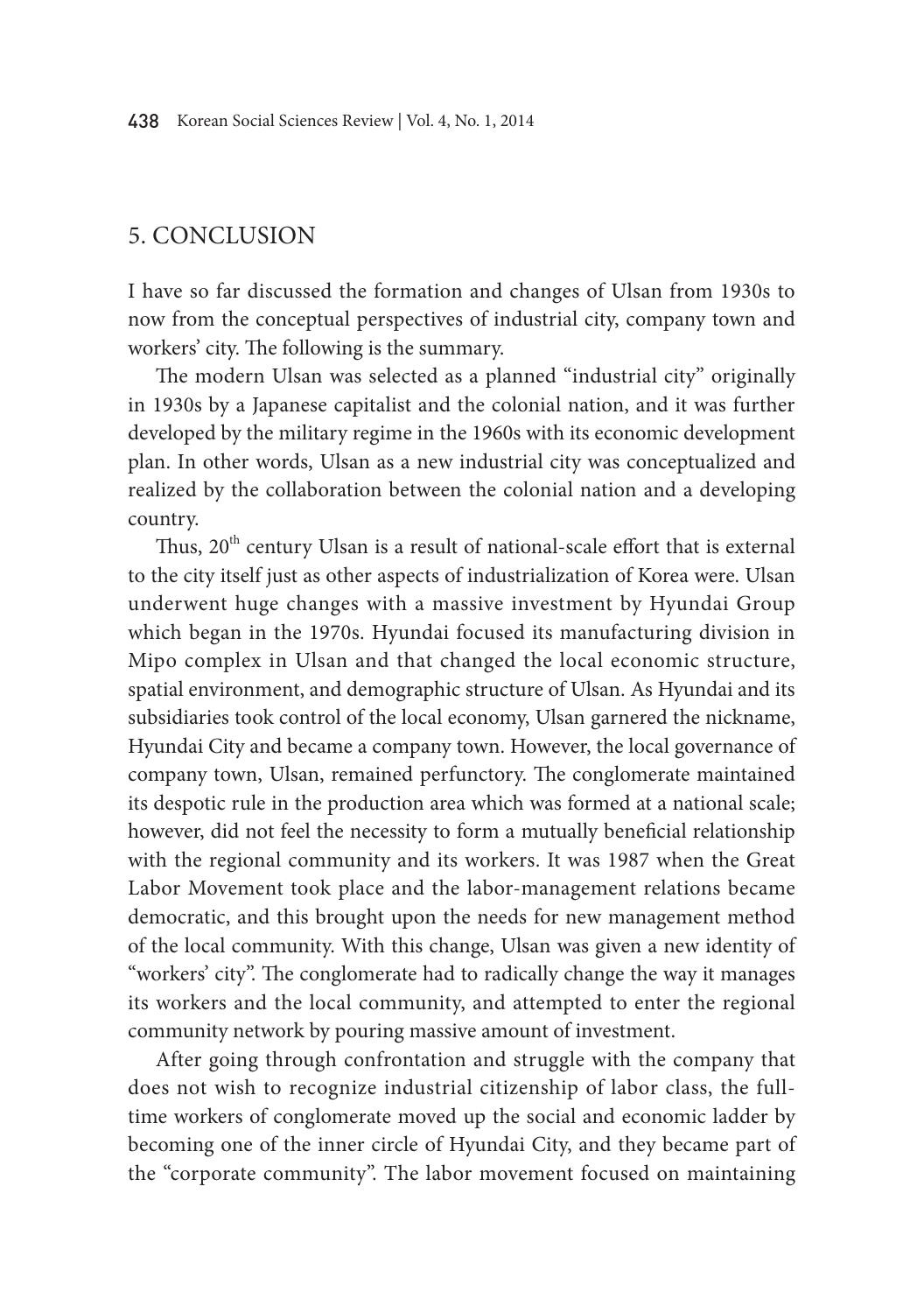## 5. CONCLUSION

I have so far discussed the formation and changes of Ulsan from 1930s to now from the conceptual perspectives of industrial city, company town and workers' city. The following is the summary.

The modern Ulsan was selected as a planned "industrial city" originally in 1930s by a Japanese capitalist and the colonial nation, and it was further developed by the military regime in the 1960s with its economic development plan. In other words, Ulsan as a new industrial city was conceptualized and realized by the collaboration between the colonial nation and a developing country.

Thus, 20th century Ulsan is a result of national-scale effort that is external to the city itself just as other aspects of industrialization of Korea were. Ulsan underwent huge changes with a massive investment by Hyundai Group which began in the 1970s. Hyundai focused its manufacturing division in Mipo complex in Ulsan and that changed the local economic structure, spatial environment, and demographic structure of Ulsan. As Hyundai and its subsidiaries took control of the local economy, Ulsan garnered the nickname, Hyundai City and became a company town. However, the local governance of company town, Ulsan, remained perfunctory. The conglomerate maintained its despotic rule in the production area which was formed at a national scale; however, did not feel the necessity to form a mutually beneficial relationship with the regional community and its workers. It was 1987 when the Great Labor Movement took place and the labor-management relations became democratic, and this brought upon the needs for new management method of the local community. With this change, Ulsan was given a new identity of "workers' city". The conglomerate had to radically change the way it manages its workers and the local community, and attempted to enter the regional community network by pouring massive amount of investment.

After going through confrontation and struggle with the company that does not wish to recognize industrial citizenship of labor class, the full-time workers of conglomerate moved up the social and economic ladder by becoming one of the inner circle of Hyundai City, and they became part of the "corporate community". The labor movement focused on maintaining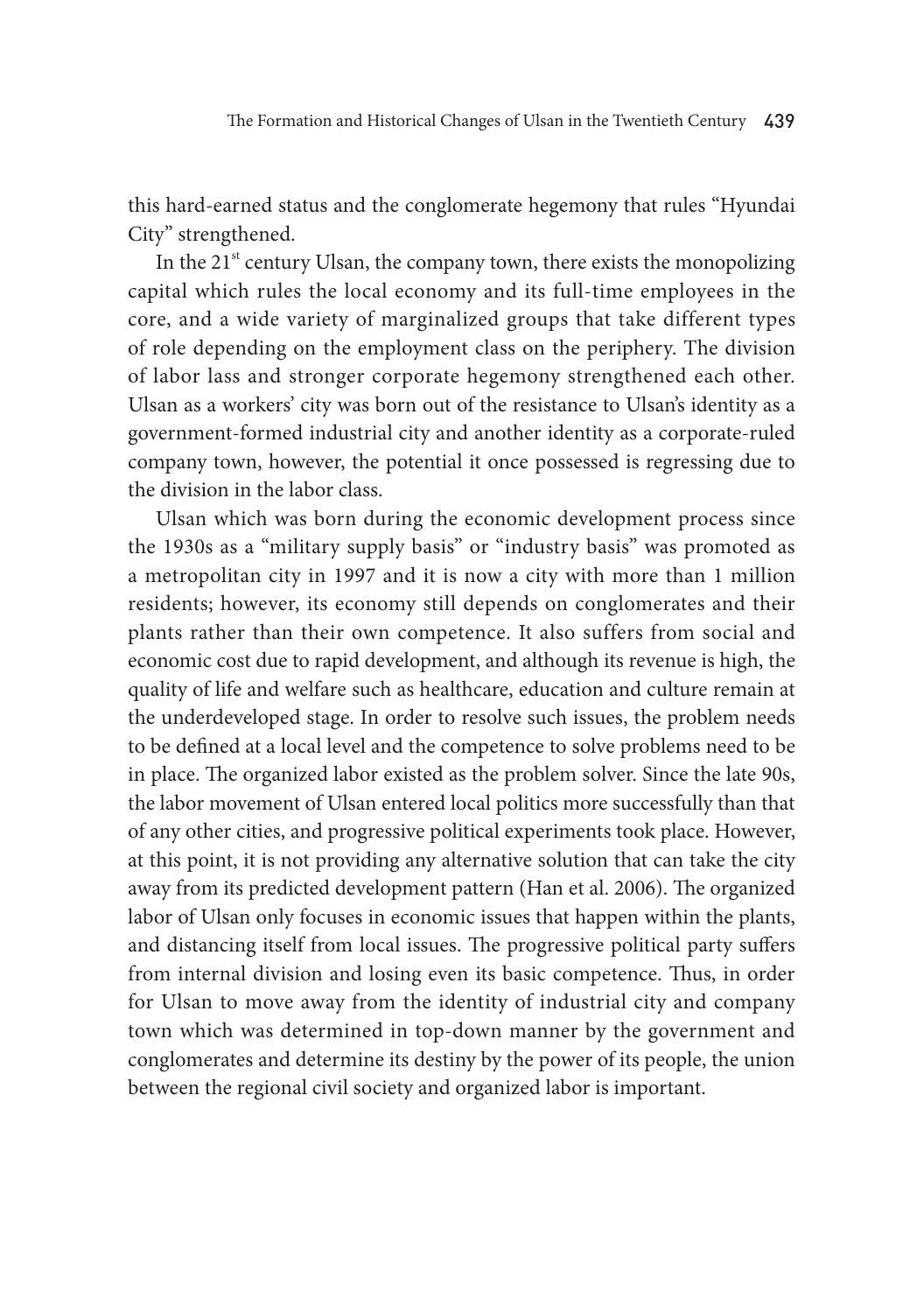this hard-earned status and the conglomerate hegemony that rules "Hyundai City" strengthened.

In the 21st century Ulsan, the company town, there exists the monopolizing capital which rules the local economy and its full-time employees in the core, and a wide variety of marginalized groups that take different types of role depending on the employment class on the periphery. The division of labor lass and stronger corporate hegemony strengthened each other. Ulsan as a workers' city was born out of the resistance to Ulsan's identity as a government-formed industrial city and another identity as a corporate-ruled company town, however, the potential it once possessed is regressing due to the division in the labor class.

Ulsan which was born during the economic development process since the 1930s as a "military supply basis" or "industry basis" was promoted as a metropolitan city in 1997 and it is now a city with more than 1 million residents; however, its economy still depends on conglomerates and their plants rather than their own competence. It also suffers from social and economic cost due to rapid development, and although its revenue is high, the quality of life and welfare such as healthcare, education and culture remain at the underdeveloped stage. In order to resolve such issues, the problem needs to be defined at a local level and the competence to solve problems need to be in place. The organized labor existed as the problem solver. Since the late 90s, the labor movement of Ulsan entered local politics more successfully than that of any other cities, and progressive political experiments took place. However, at this point, it is not providing any alternative solution that can take the city away from its predicted development pattern (Han et al. 2006). The organized labor of Ulsan only focuses in economic issues that happen within the plants, and distancing itself from local issues. The progressive political party suffers from internal division and losing even its basic competence. Thus, in order for Ulsan to move away from the identity of industrial city and company town which was determined in top-down manner by the government and conglomerates and determine its destiny by the power of its people, the union between the regional civil society and organized labor is important.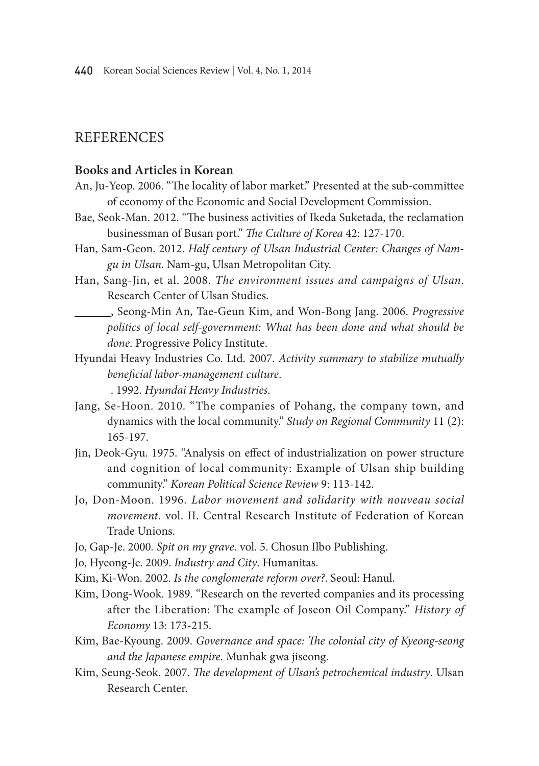## REFERENCES

### Books and Articles in Korean

An, Ju-Yeop. 2006. "The locality of labor market." Presented at the sub-committee of economy of the Economic and Social Development Commission.

Bae, Seok-Man. 2012. "The business activities of Ikeda Suketada, the reclamation businessman of Busan port." *The Culture of Korea* 42: 127-170.

Han, Sam-Geon. 2012. *Half century of Ulsan Industrial Center: Changes of Nam-gu in Ulsan*. Nam-gu, Ulsan Metropolitan City.

Han, Sang-Jin, et al. 2008. *The environment issues and campaigns of Ulsan*. Research Center of Ulsan Studies.

______, Seong-Min An, Tae-Geun Kim, and Won-Bong Jang. 2006. *Progressive politics of local self-government: What has been done and what should be done*. Progressive Policy Institute.

Hyundai Heavy Industries Co. Ltd. 2007. *Activity summary to stabilize mutually beneficial labor-management culture*.

______. 1992. *Hyundai Heavy Industries*.

Jang, Se-Hoon. 2010. "The companies of Pohang, the company town, and dynamics with the local community." *Study on Regional Community* 11 (2): 165-197.

Jin, Deok-Gyu. 1975. "Analysis on effect of industrialization on power structure and cognition of local community: Example of Ulsan ship building community." *Korean Political Science Review* 9: 113-142.

Jo, Don-Moon. 1996. *Labor movement and solidarity with nouveau social movement*. vol. II. Central Research Institute of Federation of Korean Trade Unions.

Jo, Gap-Je. 2000. *Spit on my grave*. vol. 5. Chosun Ilbo Publishing.

Jo, Hyeong-Je. 2009. *Industry and City*. Humanitas.

Kim, Ki-Won. 2002. *Is the conglomerate reform over?*. Seoul: Hanul.

Kim, Dong-Wook. 1989. "Research on the reverted companies and its processing after the Liberation: The example of Joseon Oil Company." *History of Economy* 13: 173-215.

Kim, Bae-Kyoung. 2009. *Governance and space: The colonial city of Kyeong-seong and the Japanese empire*. Munhak gwa jiseong.

Kim, Seung-Seok. 2007. *The development of Ulsan's petrochemical industry*. Ulsan Research Center.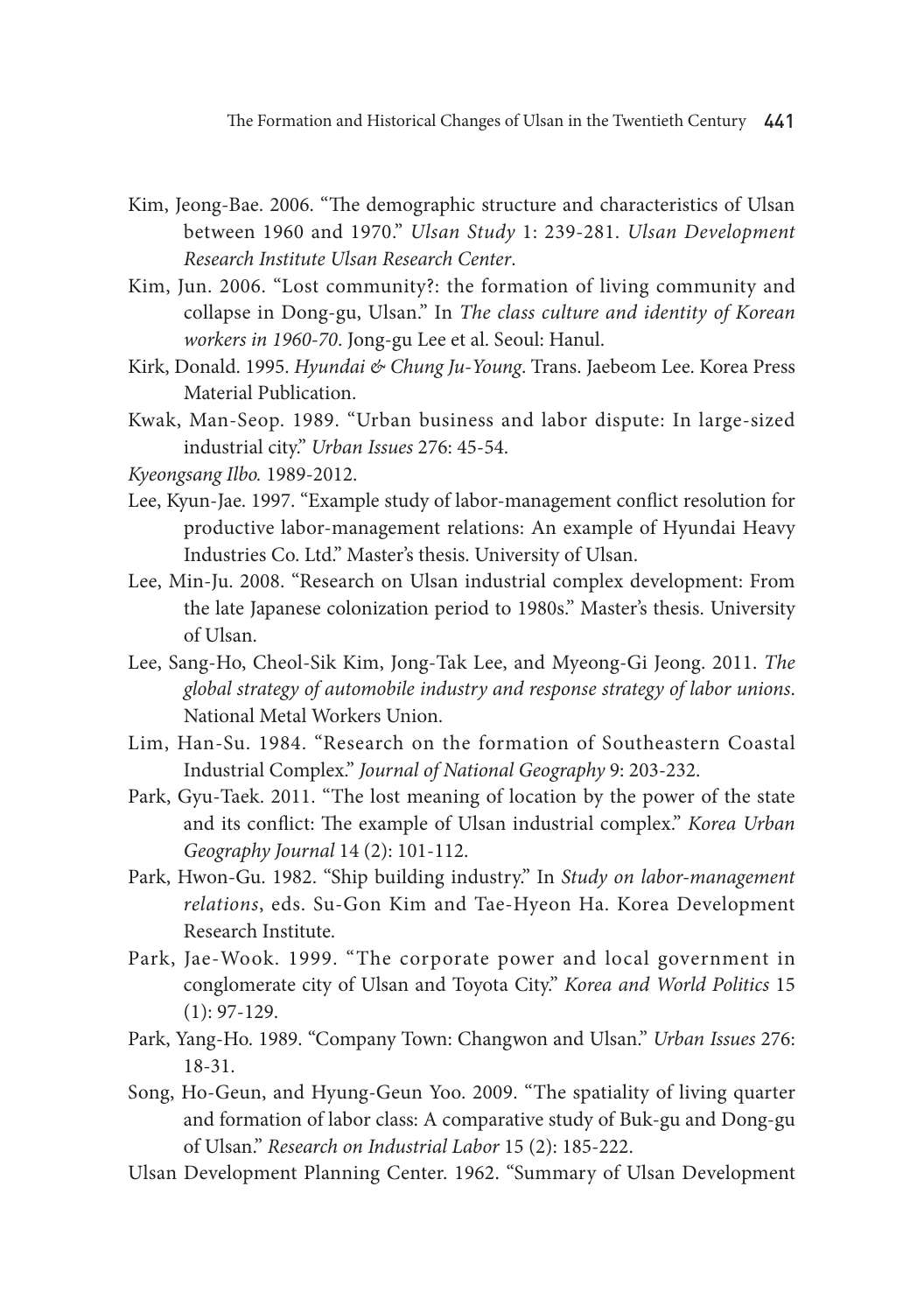Kim, Jeong-Bae. 2006. "The demographic structure and characteristics of Ulsan between 1960 and 1970." *Ulsan Study* 1: 239-281. *Ulsan Development Research Institute Ulsan Research Center*.

Kim, Jun. 2006. "Lost community?: the formation of living community and collapse in Dong-gu, Ulsan." In *The class culture and identity of Korean workers in 1960-70*. Jong-gu Lee et al. Seoul: Hanul.

Kirk, Donald. 1995. *Hyundai & Chung Ju-Young*. Trans. Jaebeom Lee. Korea Press Material Publication.

Kwak, Man-Seop. 1989. "Urban business and labor dispute: In large-sized industrial city." *Urban Issues* 276: 45-54.

*Kyeongsang Ilbo.* 1989-2012.

Lee, Kyun-Jae. 1997. "Example study of labor-management conflict resolution for productive labor-management relations: An example of Hyundai Heavy Industries Co. Ltd." Master's thesis. University of Ulsan.

Lee, Min-Ju. 2008. "Research on Ulsan industrial complex development: From the late Japanese colonization period to 1980s." Master's thesis. University of Ulsan.

Lee, Sang-Ho, Cheol-Sik Kim, Jong-Tak Lee, and Myeong-Gi Jeong. 2011. *The global strategy of automobile industry and response strategy of labor unions*. National Metal Workers Union.

Lim, Han-Su. 1984. "Research on the formation of Southeastern Coastal Industrial Complex." *Journal of National Geography* 9: 203-232.

Park, Gyu-Taek. 2011. "The lost meaning of location by the power of the state and its conflict: The example of Ulsan industrial complex." *Korea Urban Geography Journal* 14 (2): 101-112.

Park, Hwon-Gu. 1982. "Ship building industry." In *Study on labor-management relations*, eds. Su-Gon Kim and Tae-Hyeon Ha. Korea Development Research Institute.

Park, Jae-Wook. 1999. "The corporate power and local government in conglomerate city of Ulsan and Toyota City." *Korea and World Politics* 15 (1): 97-129.

Park, Yang-Ho. 1989. "Company Town: Changwon and Ulsan." *Urban Issues* 276: 18-31.

Song, Ho-Geun, and Hyung-Geun Yoo. 2009. "The spatiality of living quarter and formation of labor class: A comparative study of Buk-gu and Dong-gu of Ulsan." *Research on Industrial Labor* 15 (2): 185-222.

Ulsan Development Planning Center. 1962. "Summary of Ulsan Development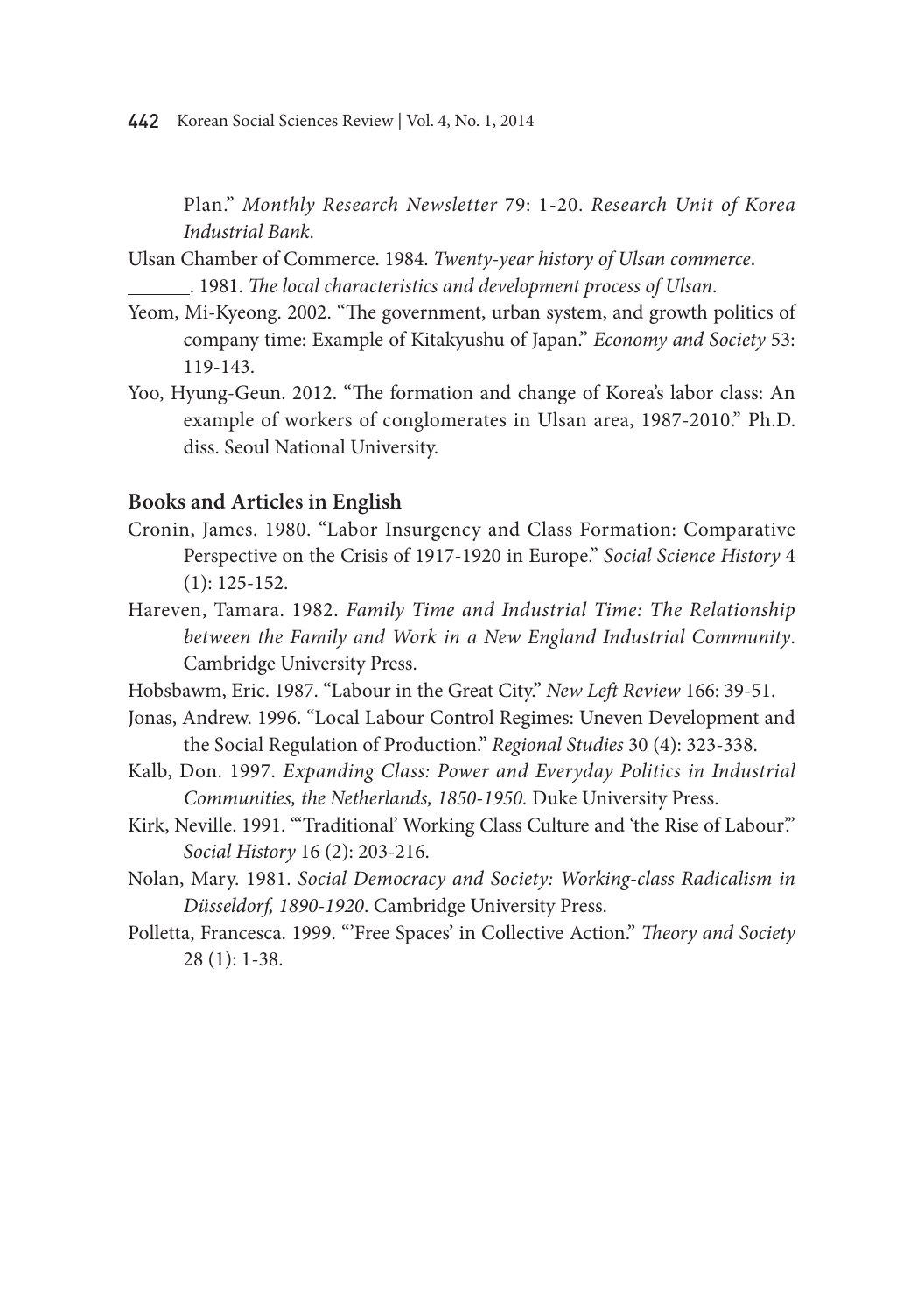Plan." *Monthly Research Newsletter* 79: 1-20. *Research Unit of Korea Industrial Bank.*

Ulsan Chamber of Commerce. 1984. *Twenty-year history of Ulsan commerce*.

______. 1981. *The local characteristics and development process of Ulsan*.

Yeom, Mi-Kyeong. 2002. "The government, urban system, and growth politics of company time: Example of Kitakyushu of Japan." *Economy and Society* 53: 119-143.

Yoo, Hyung-Geun. 2012. "The formation and change of Korea's labor class: An example of workers of conglomerates in Ulsan area, 1987-2010." Ph.D. diss. Seoul National University.

**Books and Articles in English**

Cronin, James. 1980. "Labor Insurgency and Class Formation: Comparative Perspective on the Crisis of 1917-1920 in Europe." *Social Science History* 4 (1): 125-152.

Hareven, Tamara. 1982. *Family Time and Industrial Time: The Relationship between the Family and Work in a New England Industrial Community*. Cambridge University Press.

Hobsbawm, Eric. 1987. "Labour in the Great City." *New Left Review* 166: 39-51.

Jonas, Andrew. 1996. "Local Labour Control Regimes: Uneven Development and the Social Regulation of Production." *Regional Studies* 30 (4): 323-338.

Kalb, Don. 1997. *Expanding Class: Power and Everyday Politics in Industrial Communities, the Netherlands, 1850-1950.* Duke University Press.

Kirk, Neville. 1991. "'Traditional' Working Class Culture and 'the Rise of Labour.'" *Social History* 16 (2): 203-216.

Nolan, Mary. 1981. *Social Democracy and Society: Working-class Radicalism in Düsseldorf, 1890-1920*. Cambridge University Press.

Polletta, Francesca. 1999. "'Free Spaces' in Collective Action." *Theory and Society* 28 (1): 1-38.